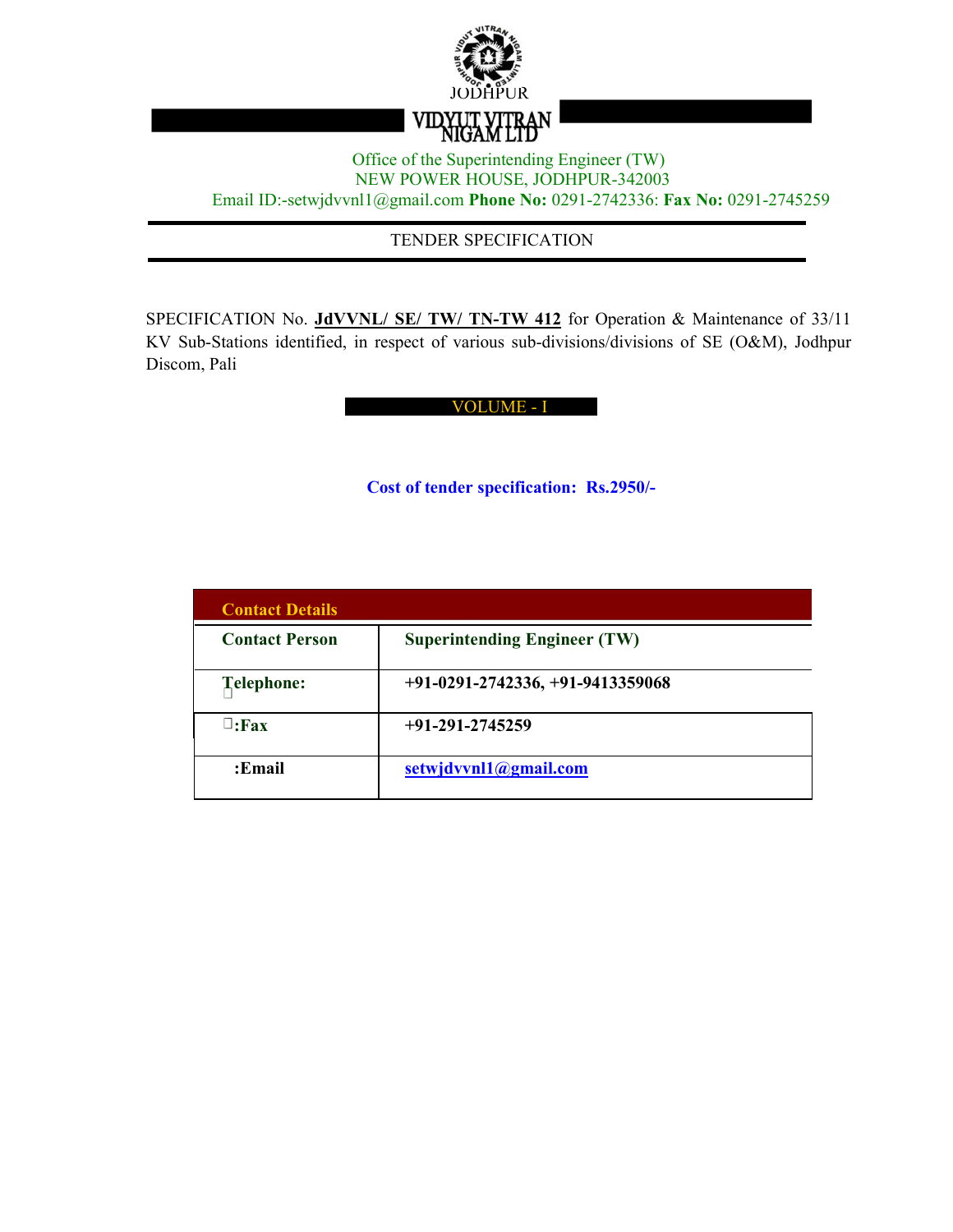JODHPUR

# VIDYUT VITRAN NIGAM LTD

Office of the Superintending Engineer (TW)
NEW POWER HOUSE, JODHPUR-342003
Email ID:-setwjdvvnl1@gmail.com **Phone No:** 0291-2742336: **Fax No:** 0291-2745259

## TENDER SPECIFICATION

SPECIFICATION No. **JdVVNL/ SE/ TW/ TN-TW 412** for Operation & Maintenance of 33/11 KV Sub-Stations identified, in respect of various sub-divisions/divisions of SE (O&M), Jodhpur Discom, Pali

## VOLUME - I

**Cost of tender specification: Rs.2950/-**

| Contact Details | |
|---|---|
| **Contact Person** | **Superintending Engineer (TW)** |
| **Telephone:** | **+91-0291-2742336, +91-9413359068** |
| **:Fax** | **+91-291-2745259** |
| **:Email** | **setwjdvvnl1@gmail.com** |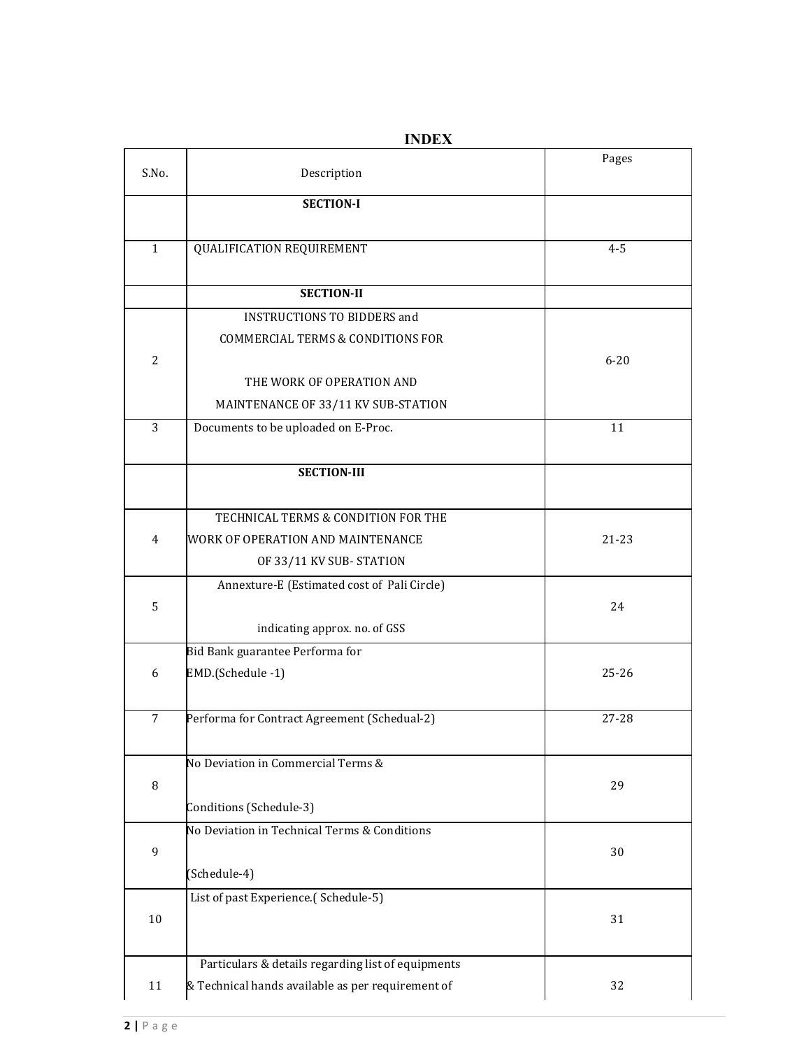# INDEX

| S.No. | Description | Pages |
|---|---|---|
| | **SECTION-I** | |
| 1 | QUALIFICATION REQUIREMENT | 4-5 |
| | **SECTION-II** | |
| 2 | INSTRUCTIONS TO BIDDERS and COMMERCIAL TERMS & CONDITIONS FOR THE WORK OF OPERATION AND MAINTENANCE OF 33/11 KV SUB-STATION | 6-20 |
| 3 | Documents to be uploaded on E-Proc. | 11 |
| | **SECTION-III** | |
| 4 | TECHNICAL TERMS & CONDITION FOR THE WORK OF OPERATION AND MAINTENANCE OF 33/11 KV SUB- STATION | 21-23 |
| 5 | Annexture-E (Estimated cost of Pali Circle) indicating approx. no. of GSS | 24 |
| 6 | Bid Bank guarantee Performa for EMD.(Schedule -1) | 25-26 |
| 7 | Performa for Contract Agreement (Schedual-2) | 27-28 |
| 8 | No Deviation in Commercial Terms & Conditions (Schedule-3) | 29 |
| 9 | No Deviation in Technical Terms & Conditions (Schedule-4) | 30 |
| 10 | List of past Experience.( Schedule-5) | 31 |
| 11 | Particulars & details regarding list of equipments & Technical hands available as per requirement of | 32 |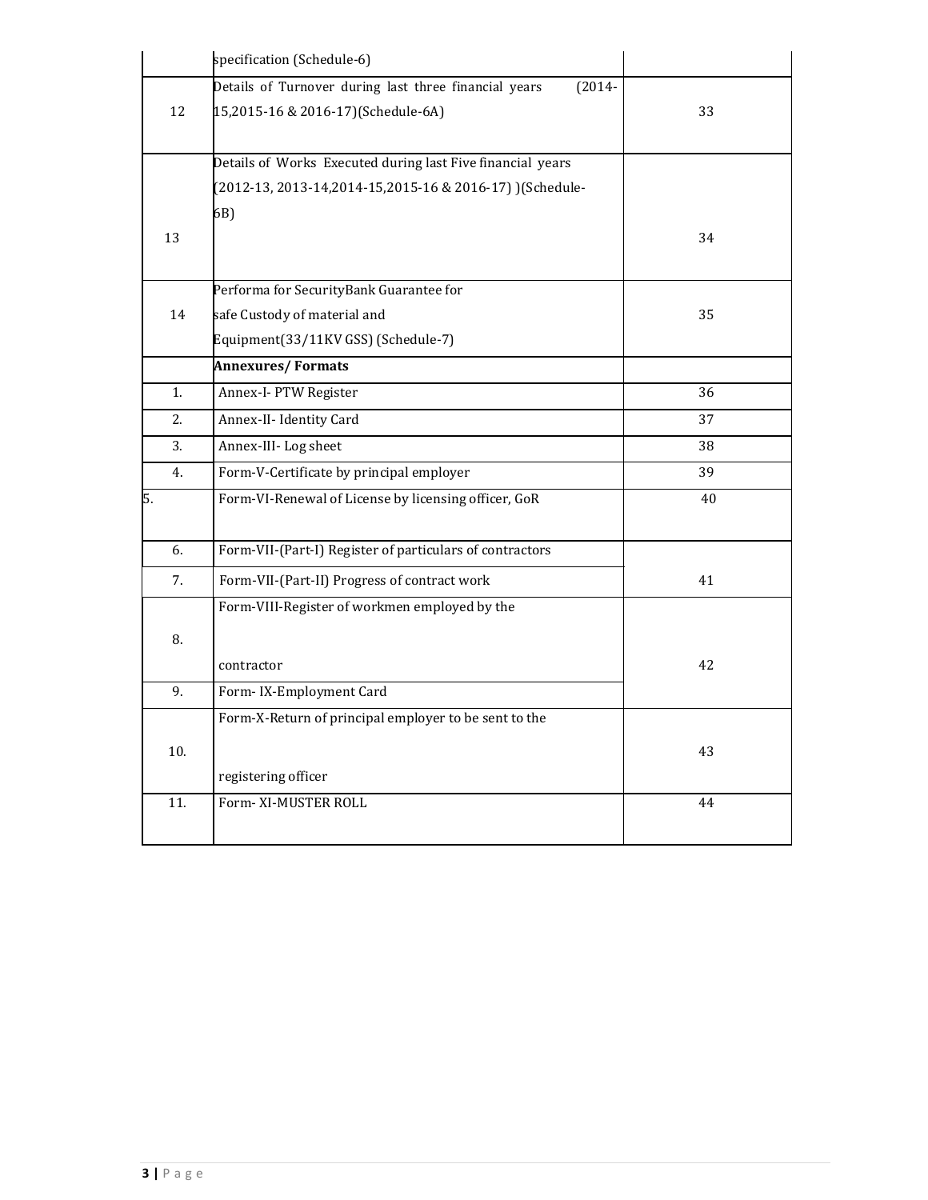| | | |
|---|---|---|
| | specification (Schedule-6) | |
| 12 | Details of Turnover during last three financial years (2014-15,2015-16 & 2016-17)(Schedule-6A) | 33 |
| 13 | Details of Works Executed during last Five financial years (2012-13, 2013-14,2014-15,2015-16 & 2016-17) )(Schedule-6B) | 34 |
| 14 | Performa for SecurityBank Guarantee for safe Custody of material and Equipment(33/11KV GSS) (Schedule-7) | 35 |
| | **Annexures/ Formats** | |
| 1. | Annex-I- PTW Register | 36 |
| 2. | Annex-II- Identity Card | 37 |
| 3. | Annex-III- Log sheet | 38 |
| 4. | Form-V-Certificate by principal employer | 39 |
| 5. | Form-VI-Renewal of License by licensing officer, GoR | 40 |
| 6. | Form-VII-(Part-I) Register of particulars of contractors | 41 |
| 7. | Form-VII-(Part-II) Progress of contract work | |
| 8. | Form-VIII-Register of workmen employed by the contractor | 42 |
| 9. | Form- IX-Employment Card | |
| 10. | Form-X-Return of principal employer to be sent to the registering officer | 43 |
| 11. | Form- XI-MUSTER ROLL | 44 |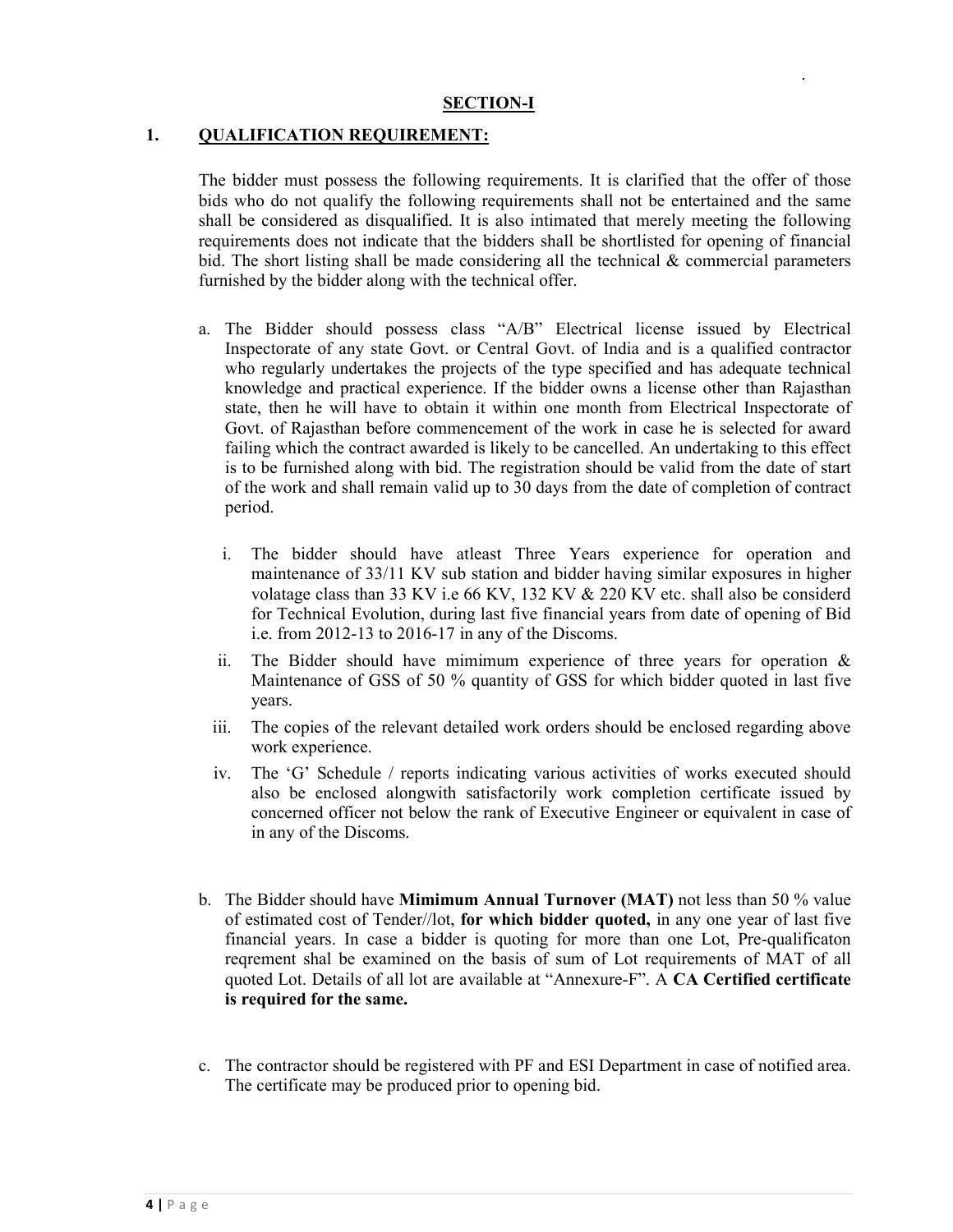## SECTION-I

## 1. QUALIFICATION REQUIREMENT:

The bidder must possess the following requirements. It is clarified that the offer of those bids who do not qualify the following requirements shall not be entertained and the same shall be considered as disqualified. It is also intimated that merely meeting the following requirements does not indicate that the bidders shall be shortlisted for opening of financial bid. The short listing shall be made considering all the technical & commercial parameters furnished by the bidder along with the technical offer.

a. The Bidder should possess class "A/B" Electrical license issued by Electrical Inspectorate of any state Govt. or Central Govt. of India and is a qualified contractor who regularly undertakes the projects of the type specified and has adequate technical knowledge and practical experience. If the bidder owns a license other than Rajasthan state, then he will have to obtain it within one month from Electrical Inspectorate of Govt. of Rajasthan before commencement of the work in case he is selected for award failing which the contract awarded is likely to be cancelled. An undertaking to this effect is to be furnished along with bid. The registration should be valid from the date of start of the work and shall remain valid up to 30 days from the date of completion of contract period.

   i. The bidder should have atleast Three Years experience for operation and maintenance of 33/11 KV sub station and bidder having similar exposures in higher volatage class than 33 KV i.e 66 KV, 132 KV & 220 KV etc. shall also be considerd for Technical Evolution, during last five financial years from date of opening of Bid i.e. from 2012-13 to 2016-17 in any of the Discoms.

   ii. The Bidder should have mimimum experience of three years for operation & Maintenance of GSS of 50 % quantity of GSS for which bidder quoted in last five years.

   iii. The copies of the relevant detailed work orders should be enclosed regarding above work experience.

   iv. The 'G' Schedule / reports indicating various activities of works executed should also be enclosed alongwith satisfactorily work completion certificate issued by concerned officer not below the rank of Executive Engineer or equivalent in case of in any of the Discoms.

b. The Bidder should have **Mimimum Annual Turnover (MAT)** not less than 50 % value of estimated cost of Tender//lot, **for which bidder quoted,** in any one year of last five financial years. In case a bidder is quoting for more than one Lot, Pre-qualificaton reqrement shal be examined on the basis of sum of Lot requirements of MAT of all quoted Lot. Details of all lot are available at "Annexure-F". A **CA Certified certificate is required for the same.**

c. The contractor should be registered with PF and ESI Department in case of notified area. The certificate may be produced prior to opening bid.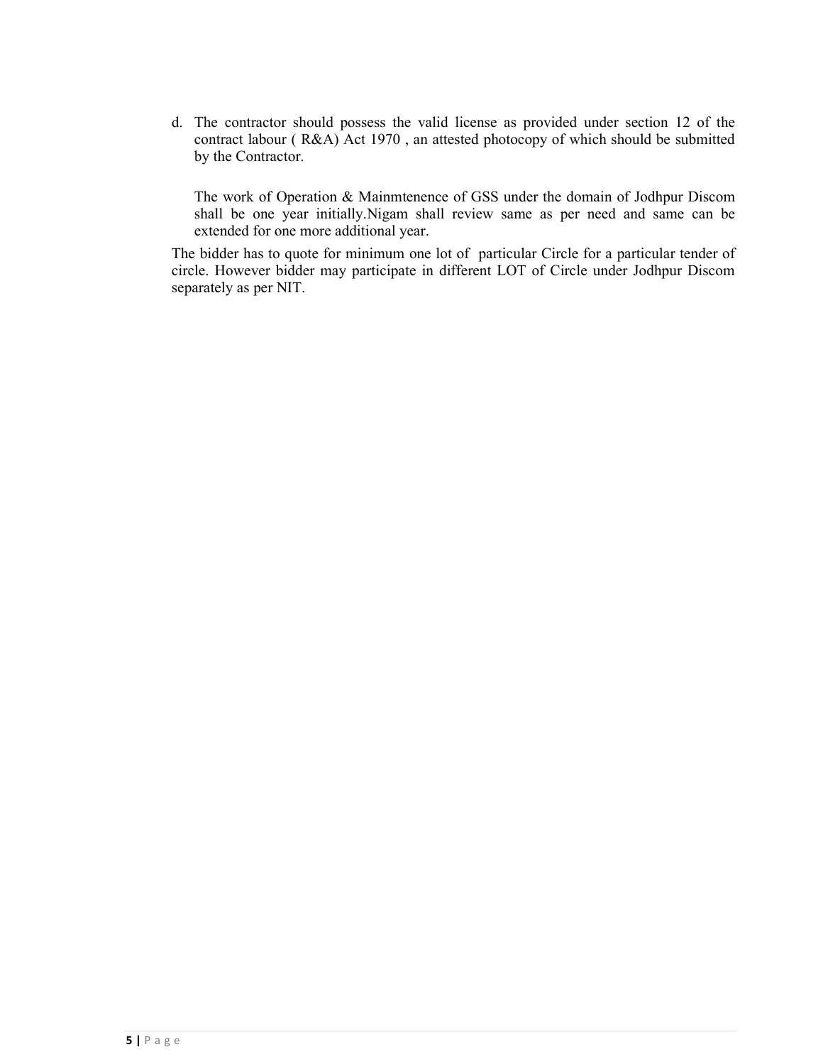d. The contractor should possess the valid license as provided under section 12 of the contract labour ( R&A) Act 1970 , an attested photocopy of which should be submitted by the Contractor.

   The work of Operation & Mainmtenence of GSS under the domain of Jodhpur Discom shall be one year initially.Nigam shall review same as per need and same can be extended for one more additional year.

The bidder has to quote for minimum one lot of particular Circle for a particular tender of circle. However bidder may participate in different LOT of Circle under Jodhpur Discom separately as per NIT.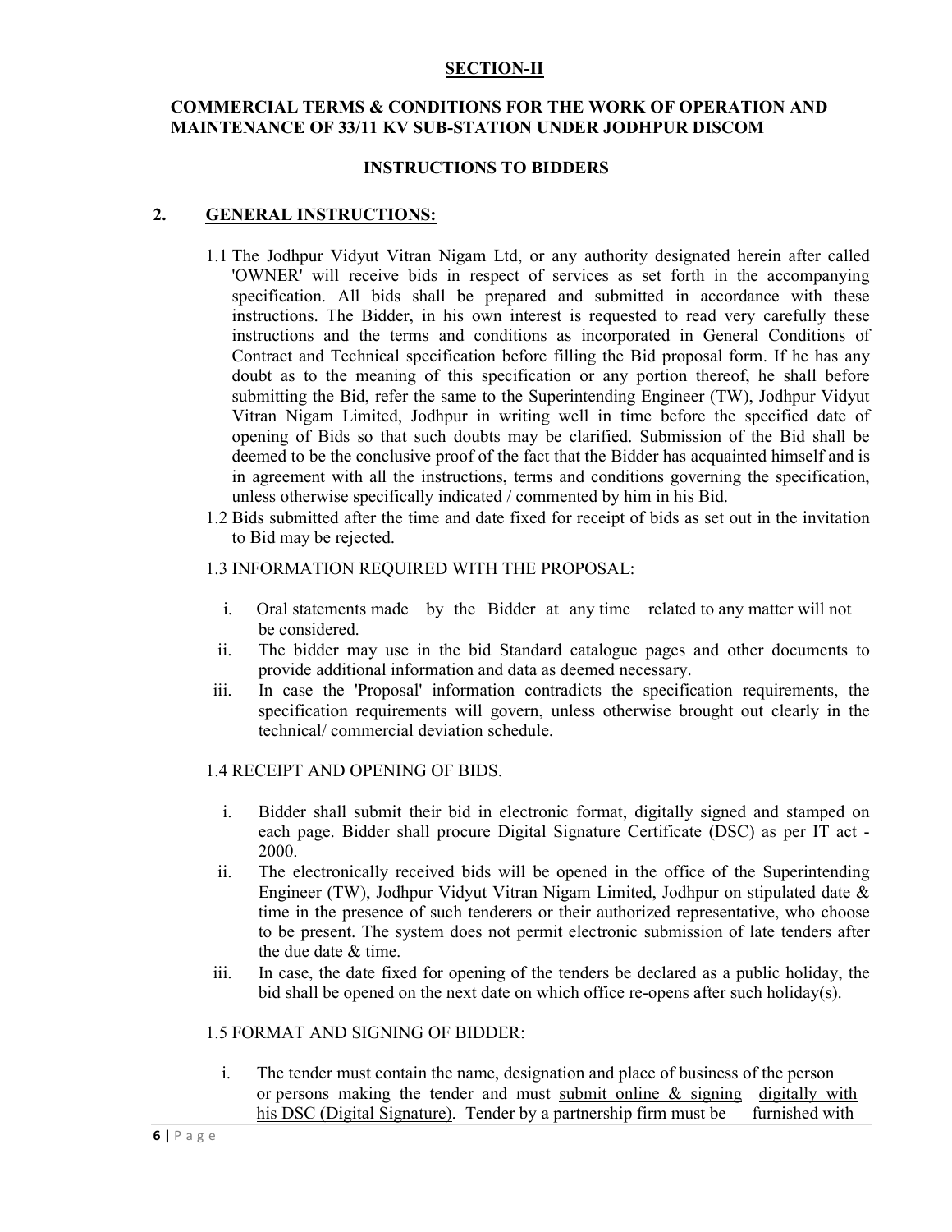**SECTION-II**

**COMMERCIAL TERMS & CONDITIONS FOR THE WORK OF OPERATION AND MAINTENANCE OF 33/11 KV SUB-STATION UNDER JODHPUR DISCOM**

**INSTRUCTIONS TO BIDDERS**

## 2. GENERAL INSTRUCTIONS:

1.1 The Jodhpur Vidyut Vitran Nigam Ltd, or any authority designated herein after called 'OWNER' will receive bids in respect of services as set forth in the accompanying specification. All bids shall be prepared and submitted in accordance with these instructions. The Bidder, in his own interest is requested to read very carefully these instructions and the terms and conditions as incorporated in General Conditions of Contract and Technical specification before filling the Bid proposal form. If he has any doubt as to the meaning of this specification or any portion thereof, he shall before submitting the Bid, refer the same to the Superintending Engineer (TW), Jodhpur Vidyut Vitran Nigam Limited, Jodhpur in writing well in time before the specified date of opening of Bids so that such doubts may be clarified. Submission of the Bid shall be deemed to be the conclusive proof of the fact that the Bidder has acquainted himself and is in agreement with all the instructions, terms and conditions governing the specification, unless otherwise specifically indicated / commented by him in his Bid.

1.2 Bids submitted after the time and date fixed for receipt of bids as set out in the invitation to Bid may be rejected.

1.3 INFORMATION REQUIRED WITH THE PROPOSAL:

i. Oral statements made by the Bidder at any time related to any matter will not be considered.
ii. The bidder may use in the bid Standard catalogue pages and other documents to provide additional information and data as deemed necessary.
iii. In case the 'Proposal' information contradicts the specification requirements, the specification requirements will govern, unless otherwise brought out clearly in the technical/ commercial deviation schedule.

1.4 RECEIPT AND OPENING OF BIDS.

i. Bidder shall submit their bid in electronic format, digitally signed and stamped on each page. Bidder shall procure Digital Signature Certificate (DSC) as per IT act - 2000.
ii. The electronically received bids will be opened in the office of the Superintending Engineer (TW), Jodhpur Vidyut Vitran Nigam Limited, Jodhpur on stipulated date & time in the presence of such tenderers or their authorized representative, who choose to be present. The system does not permit electronic submission of late tenders after the due date & time.
iii. In case, the date fixed for opening of the tenders be declared as a public holiday, the bid shall be opened on the next date on which office re-opens after such holiday(s).

1.5 FORMAT AND SIGNING OF BIDDER:

i. The tender must contain the name, designation and place of business of the person or persons making the tender and must submit online & signing digitally with his DSC (Digital Signature). Tender by a partnership firm must be furnished with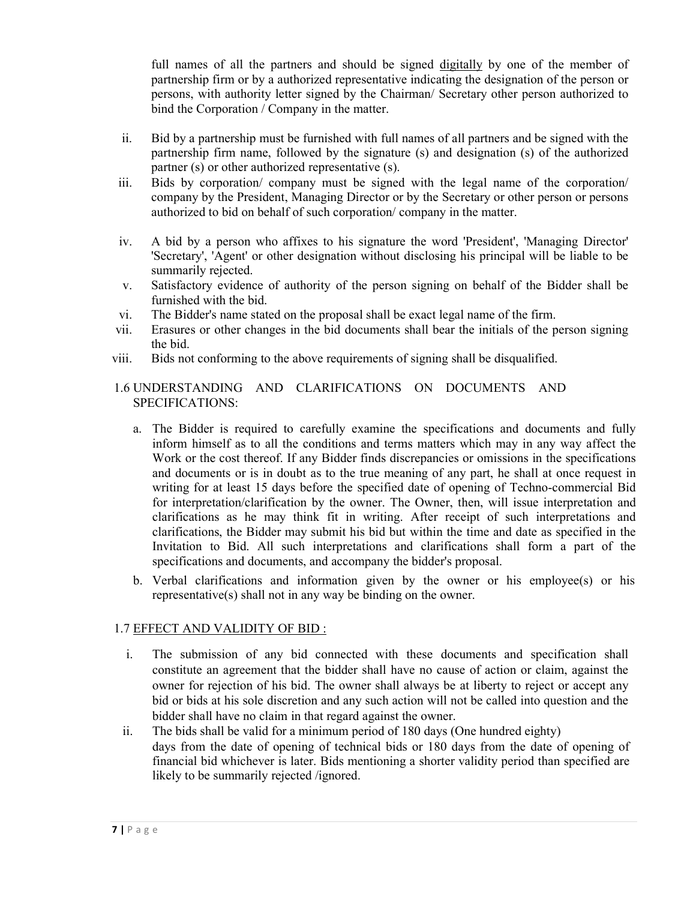full names of all the partners and should be signed <u>digitally</u> by one of the member of partnership firm or by a authorized representative indicating the designation of the person or persons, with authority letter signed by the Chairman/ Secretary other person authorized to bind the Corporation / Company in the matter.

ii. Bid by a partnership must be furnished with full names of all partners and be signed with the partnership firm name, followed by the signature (s) and designation (s) of the authorized partner (s) or other authorized representative (s).

iii. Bids by corporation/ company must be signed with the legal name of the corporation/ company by the President, Managing Director or by the Secretary or other person or persons authorized to bid on behalf of such corporation/ company in the matter.

iv. A bid by a person who affixes to his signature the word 'President', 'Managing Director' 'Secretary', 'Agent' or other designation without disclosing his principal will be liable to be summarily rejected.

v. Satisfactory evidence of authority of the person signing on behalf of the Bidder shall be furnished with the bid.

vi. The Bidder's name stated on the proposal shall be exact legal name of the firm.

vii. Erasures or other changes in the bid documents shall bear the initials of the person signing the bid.

viii. Bids not conforming to the above requirements of signing shall be disqualified.

## 1.6 UNDERSTANDING AND CLARIFICATIONS ON DOCUMENTS AND SPECIFICATIONS:

a. The Bidder is required to carefully examine the specifications and documents and fully inform himself as to all the conditions and terms matters which may in any way affect the Work or the cost thereof. If any Bidder finds discrepancies or omissions in the specifications and documents or is in doubt as to the true meaning of any part, he shall at once request in writing for at least 15 days before the specified date of opening of Techno-commercial Bid for interpretation/clarification by the owner. The Owner, then, will issue interpretation and clarifications as he may think fit in writing. After receipt of such interpretations and clarifications, the Bidder may submit his bid but within the time and date as specified in the Invitation to Bid. All such interpretations and clarifications shall form a part of the specifications and documents, and accompany the bidder's proposal.

b. Verbal clarifications and information given by the owner or his employee(s) or his representative(s) shall not in any way be binding on the owner.

## 1.7 <u>EFFECT AND VALIDITY OF BID :</u>

i. The submission of any bid connected with these documents and specification shall constitute an agreement that the bidder shall have no cause of action or claim, against the owner for rejection of his bid. The owner shall always be at liberty to reject or accept any bid or bids at his sole discretion and any such action will not be called into question and the bidder shall have no claim in that regard against the owner.

ii. The bids shall be valid for a minimum period of 180 days (One hundred eighty) days from the date of opening of technical bids or 180 days from the date of opening of financial bid whichever is later. Bids mentioning a shorter validity period than specified are likely to be summarily rejected /ignored.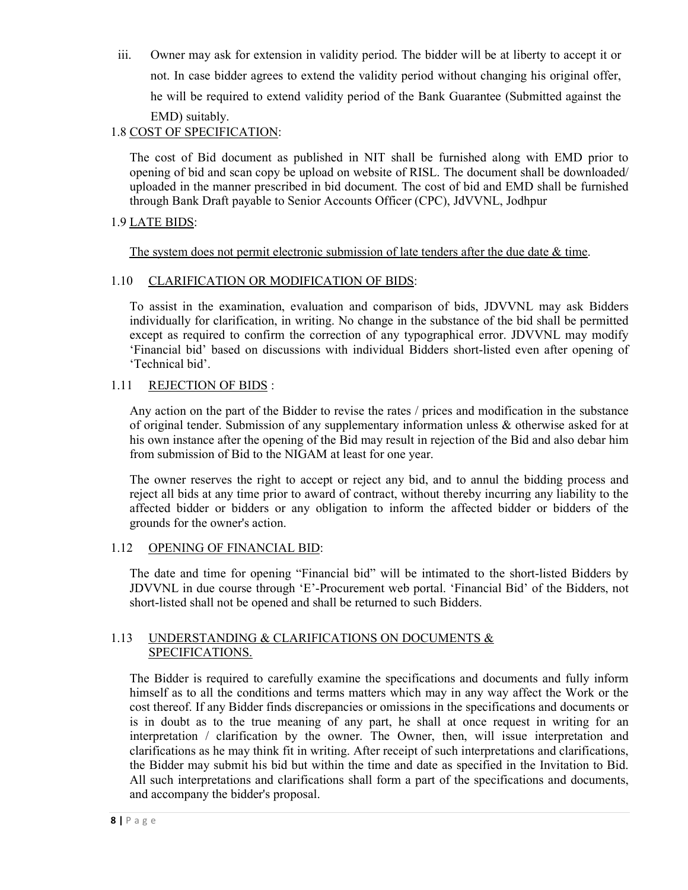iii. Owner may ask for extension in validity period. The bidder will be at liberty to accept it or not. In case bidder agrees to extend the validity period without changing his original offer, he will be required to extend validity period of the Bank Guarantee (Submitted against the EMD) suitably.

1.8 COST OF SPECIFICATION:

The cost of Bid document as published in NIT shall be furnished along with EMD prior to opening of bid and scan copy be upload on website of RISL. The document shall be downloaded/ uploaded in the manner prescribed in bid document. The cost of bid and EMD shall be furnished through Bank Draft payable to Senior Accounts Officer (CPC), JdVVNL, Jodhpur

1.9 LATE BIDS:

The system does not permit electronic submission of late tenders after the due date & time.

1.10 CLARIFICATION OR MODIFICATION OF BIDS:

To assist in the examination, evaluation and comparison of bids, JDVVNL may ask Bidders individually for clarification, in writing. No change in the substance of the bid shall be permitted except as required to confirm the correction of any typographical error. JDVVNL may modify 'Financial bid' based on discussions with individual Bidders short-listed even after opening of 'Technical bid'.

1.11 REJECTION OF BIDS :

Any action on the part of the Bidder to revise the rates / prices and modification in the substance of original tender. Submission of any supplementary information unless & otherwise asked for at his own instance after the opening of the Bid may result in rejection of the Bid and also debar him from submission of Bid to the NIGAM at least for one year.

The owner reserves the right to accept or reject any bid, and to annul the bidding process and reject all bids at any time prior to award of contract, without thereby incurring any liability to the affected bidder or bidders or any obligation to inform the affected bidder or bidders of the grounds for the owner's action.

1.12 OPENING OF FINANCIAL BID:

The date and time for opening "Financial bid" will be intimated to the short-listed Bidders by JDVVNL in due course through 'E'-Procurement web portal. 'Financial Bid' of the Bidders, not short-listed shall not be opened and shall be returned to such Bidders.

1.13 UNDERSTANDING & CLARIFICATIONS ON DOCUMENTS & SPECIFICATIONS.

The Bidder is required to carefully examine the specifications and documents and fully inform himself as to all the conditions and terms matters which may in any way affect the Work or the cost thereof. If any Bidder finds discrepancies or omissions in the specifications and documents or is in doubt as to the true meaning of any part, he shall at once request in writing for an interpretation / clarification by the owner. The Owner, then, will issue interpretation and clarifications as he may think fit in writing. After receipt of such interpretations and clarifications, the Bidder may submit his bid but within the time and date as specified in the Invitation to Bid. All such interpretations and clarifications shall form a part of the specifications and documents, and accompany the bidder's proposal.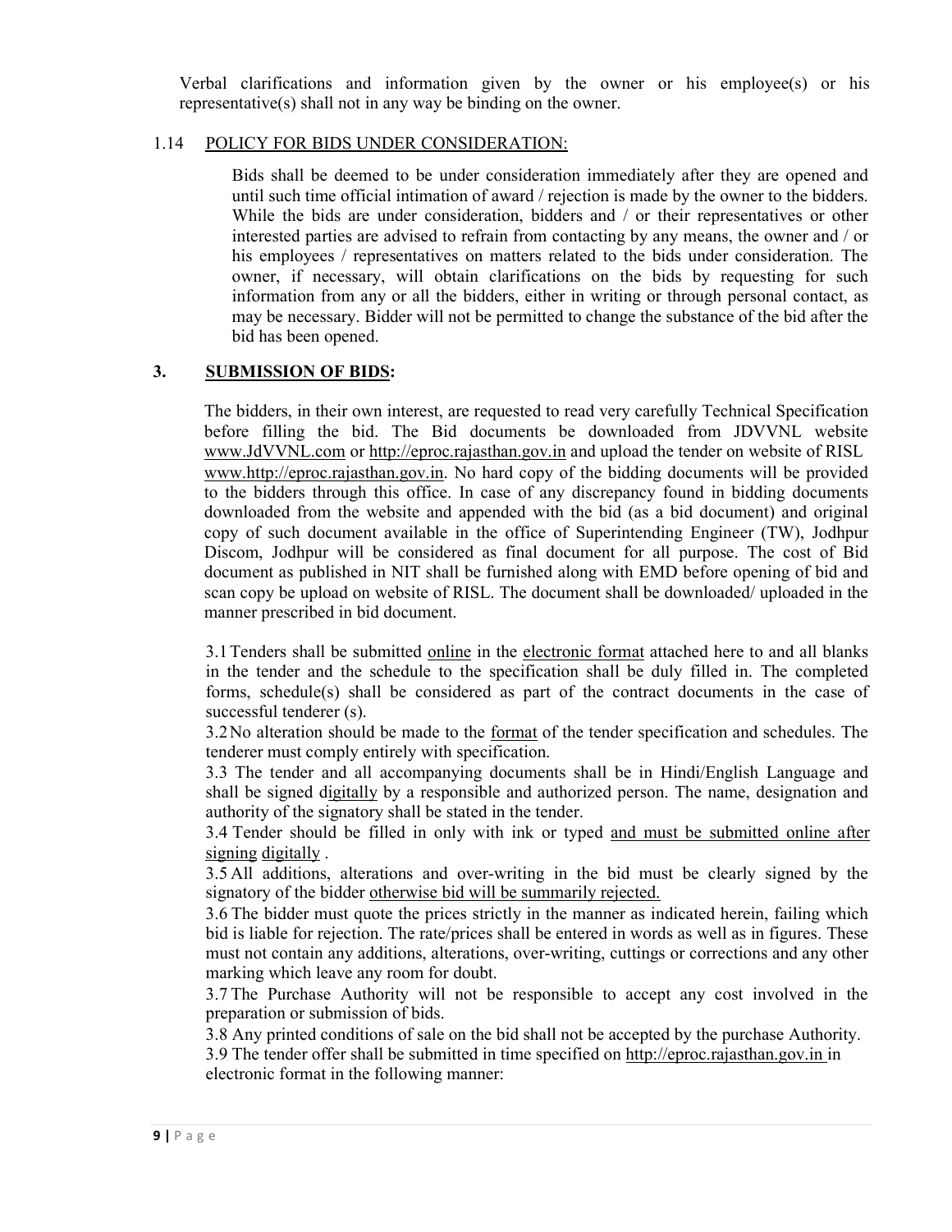Verbal clarifications and information given by the owner or his employee(s) or his representative(s) shall not in any way be binding on the owner.

### 1.14 POLICY FOR BIDS UNDER CONSIDERATION:

Bids shall be deemed to be under consideration immediately after they are opened and until such time official intimation of award / rejection is made by the owner to the bidders. While the bids are under consideration, bidders and / or their representatives or other interested parties are advised to refrain from contacting by any means, the owner and / or his employees / representatives on matters related to the bids under consideration. The owner, if necessary, will obtain clarifications on the bids by requesting for such information from any or all the bidders, either in writing or through personal contact, as may be necessary. Bidder will not be permitted to change the substance of the bid after the bid has been opened.

## 3. SUBMISSION OF BIDS:

The bidders, in their own interest, are requested to read very carefully Technical Specification before filling the bid. The Bid documents be downloaded from JDVVNL website www.JdVVNL.com or http://eproc.rajasthan.gov.in and upload the tender on website of RISL www.http://eproc.rajasthan.gov.in. No hard copy of the bidding documents will be provided to the bidders through this office. In case of any discrepancy found in bidding documents downloaded from the website and appended with the bid (as a bid document) and original copy of such document available in the office of Superintending Engineer (TW), Jodhpur Discom, Jodhpur will be considered as final document for all purpose. The cost of Bid document as published in NIT shall be furnished along with EMD before opening of bid and scan copy be upload on website of RISL. The document shall be downloaded/ uploaded in the manner prescribed in bid document.

3.1 Tenders shall be submitted online in the electronic format attached here to and all blanks in the tender and the schedule to the specification shall be duly filled in. The completed forms, schedule(s) shall be considered as part of the contract documents in the case of successful tenderer (s).

3.2 No alteration should be made to the format of the tender specification and schedules. The tenderer must comply entirely with specification.

3.3 The tender and all accompanying documents shall be in Hindi/English Language and shall be signed digitally by a responsible and authorized person. The name, designation and authority of the signatory shall be stated in the tender.

3.4 Tender should be filled in only with ink or typed and must be submitted online after signing digitally .

3.5 All additions, alterations and over-writing in the bid must be clearly signed by the signatory of the bidder otherwise bid will be summarily rejected.

3.6 The bidder must quote the prices strictly in the manner as indicated herein, failing which bid is liable for rejection. The rate/prices shall be entered in words as well as in figures. These must not contain any additions, alterations, over-writing, cuttings or corrections and any other marking which leave any room for doubt.

3.7 The Purchase Authority will not be responsible to accept any cost involved in the preparation or submission of bids.

3.8 Any printed conditions of sale on the bid shall not be accepted by the purchase Authority.

3.9 The tender offer shall be submitted in time specified on http://eproc.rajasthan.gov.in in electronic format in the following manner: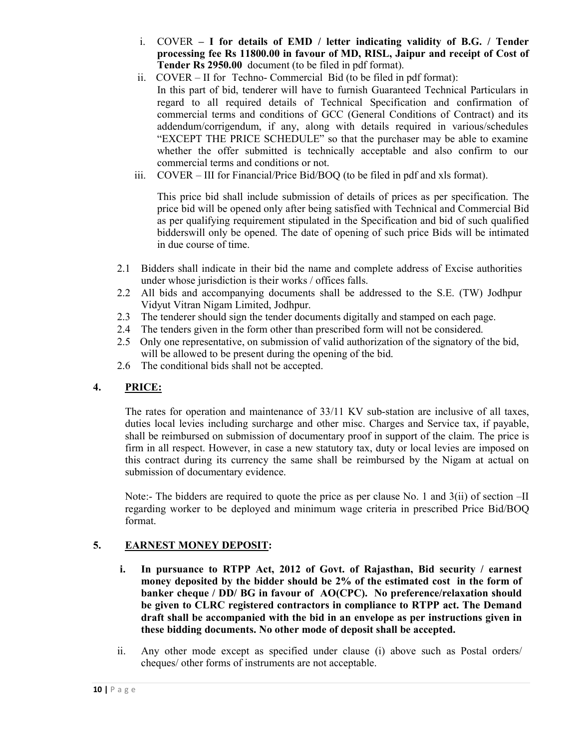i. COVER **– I for details of EMD / letter indicating validity of B.G. / Tender processing fee Rs 11800.00 in favour of MD, RISL, Jaipur and receipt of Cost of Tender Rs 2950.00** document (to be filed in pdf format).

ii. COVER – II for Techno- Commercial Bid (to be filed in pdf format):
In this part of bid, tenderer will have to furnish Guaranteed Technical Particulars in regard to all required details of Technical Specification and confirmation of commercial terms and conditions of GCC (General Conditions of Contract) and its addendum/corrigendum, if any, along with details required in various/schedules "EXCEPT THE PRICE SCHEDULE" so that the purchaser may be able to examine whether the offer submitted is technically acceptable and also confirm to our commercial terms and conditions or not.

iii. COVER – III for Financial/Price Bid/BOQ (to be filed in pdf and xls format).

This price bid shall include submission of details of prices as per specification. The price bid will be opened only after being satisfied with Technical and Commercial Bid as per qualifying requirement stipulated in the Specification and bid of such qualified bidderswill only be opened. The date of opening of such price Bids will be intimated in due course of time.

2.1 Bidders shall indicate in their bid the name and complete address of Excise authorities under whose jurisdiction is their works / offices falls.

2.2 All bids and accompanying documents shall be addressed to the S.E. (TW) Jodhpur Vidyut Vitran Nigam Limited, Jodhpur.

2.3 The tenderer should sign the tender documents digitally and stamped on each page.

2.4 The tenders given in the form other than prescribed form will not be considered.

2.5 Only one representative, on submission of valid authorization of the signatory of the bid, will be allowed to be present during the opening of the bid.

2.6 The conditional bids shall not be accepted.

## 4. PRICE:

The rates for operation and maintenance of 33/11 KV sub-station are inclusive of all taxes, duties local levies including surcharge and other misc. Charges and Service tax, if payable, shall be reimbursed on submission of documentary proof in support of the claim. The price is firm in all respect. However, in case a new statutory tax, duty or local levies are imposed on this contract during its currency the same shall be reimbursed by the Nigam at actual on submission of documentary evidence.

Note:- The bidders are required to quote the price as per clause No. 1 and 3(ii) of section –II regarding worker to be deployed and minimum wage criteria in prescribed Price Bid/BOQ format.

## 5. EARNEST MONEY DEPOSIT:

i. **In pursuance to RTPP Act, 2012 of Govt. of Rajasthan, Bid security / earnest money deposited by the bidder should be 2% of the estimated cost in the form of banker cheque / DD/ BG in favour of AO(CPC). No preference/relaxation should be given to CLRC registered contractors in compliance to RTPP act. The Demand draft shall be accompanied with the bid in an envelope as per instructions given in these bidding documents. No other mode of deposit shall be accepted.**

ii. Any other mode except as specified under clause (i) above such as Postal orders/ cheques/ other forms of instruments are not acceptable.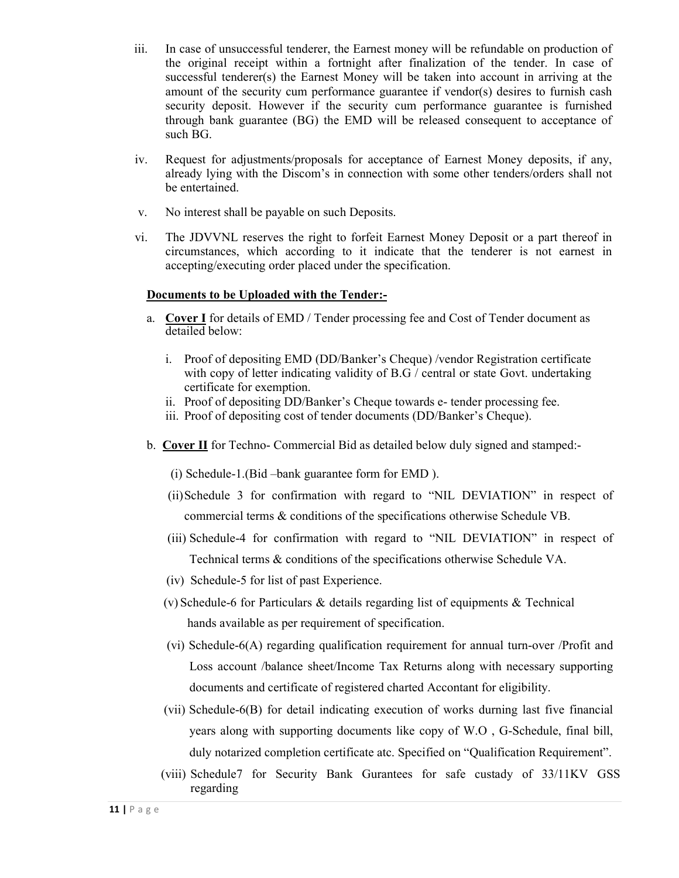iii. In case of unsuccessful tenderer, the Earnest money will be refundable on production of the original receipt within a fortnight after finalization of the tender. In case of successful tenderer(s) the Earnest Money will be taken into account in arriving at the amount of the security cum performance guarantee if vendor(s) desires to furnish cash security deposit. However if the security cum performance guarantee is furnished through bank guarantee (BG) the EMD will be released consequent to acceptance of such BG.

iv. Request for adjustments/proposals for acceptance of Earnest Money deposits, if any, already lying with the Discom's in connection with some other tenders/orders shall not be entertained.

v. No interest shall be payable on such Deposits.

vi. The JDVVNL reserves the right to forfeit Earnest Money Deposit or a part thereof in circumstances, which according to it indicate that the tenderer is not earnest in accepting/executing order placed under the specification.

**<u>Documents to be Uploaded with the Tender:-</u>**

a. **<u>Cover I</u>** for details of EMD / Tender processing fee and Cost of Tender document as detailed below:

   i. Proof of depositing EMD (DD/Banker's Cheque) /vendor Registration certificate with copy of letter indicating validity of B.G / central or state Govt. undertaking certificate for exemption.
   ii. Proof of depositing DD/Banker's Cheque towards e- tender processing fee.
   iii. Proof of depositing cost of tender documents (DD/Banker's Cheque).

b. **<u>Cover II</u>** for Techno- Commercial Bid as detailed below duly signed and stamped:-

   (i) Schedule-1.(Bid –bank guarantee form for EMD ).

   (ii) Schedule 3 for confirmation with regard to "NIL DEVIATION" in respect of commercial terms & conditions of the specifications otherwise Schedule VB.

   (iii) Schedule-4 for confirmation with regard to "NIL DEVIATION" in respect of Technical terms & conditions of the specifications otherwise Schedule VA.

   (iv) Schedule-5 for list of past Experience.

   (v) Schedule-6 for Particulars & details regarding list of equipments & Technical hands available as per requirement of specification.

   (vi) Schedule-6(A) regarding qualification requirement for annual turn-over /Profit and Loss account /balance sheet/Income Tax Returns along with necessary supporting documents and certificate of registered charted Accontant for eligibility.

   (vii) Schedule-6(B) for detail indicating execution of works durning last five financial years along with supporting documents like copy of W.O , G-Schedule, final bill, duly notarized completion certificate atc. Specified on "Qualification Requirement".

   (viii) Schedule7 for Security Bank Gurantees for safe custady of 33/11KV GSS regarding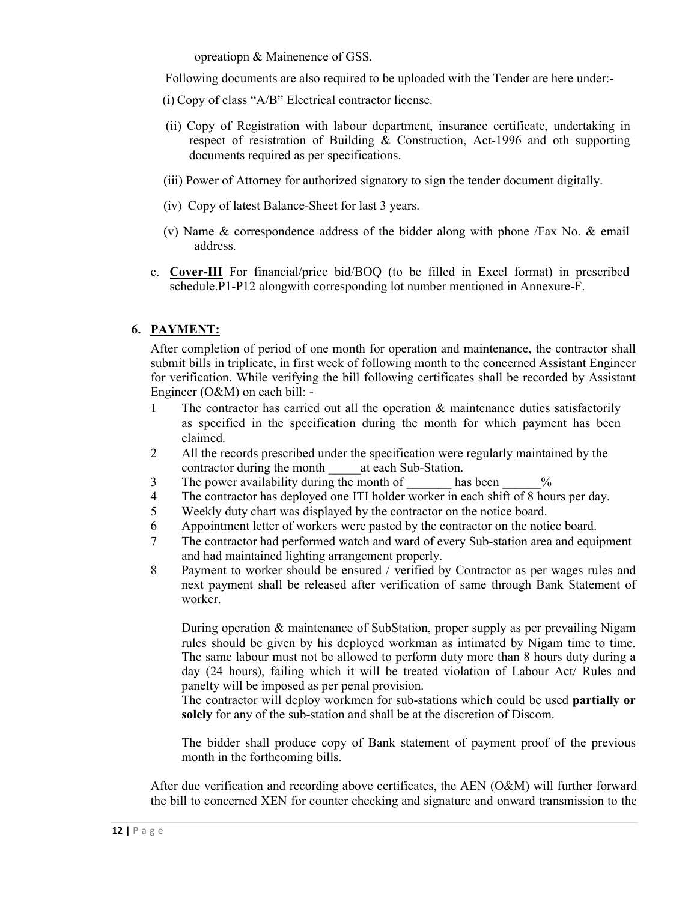opreatiopn & Mainenence of GSS.

Following documents are also required to be uploaded with the Tender are here under:-

(i) Copy of class "A/B" Electrical contractor license.

(ii) Copy of Registration with labour department, insurance certificate, undertaking in respect of resistration of Building & Construction, Act-1996 and oth supporting documents required as per specifications.

(iii) Power of Attorney for authorized signatory to sign the tender document digitally.

(iv) Copy of latest Balance-Sheet for last 3 years.

(v) Name & correspondence address of the bidder along with phone /Fax No. & email address.

c. **Cover-III** For financial/price bid/BOQ (to be filled in Excel format) in prescribed schedule.P1-P12 alongwith corresponding lot number mentioned in Annexure-F.

## 6. PAYMENT:

After completion of period of one month for operation and maintenance, the contractor shall submit bills in triplicate, in first week of following month to the concerned Assistant Engineer for verification. While verifying the bill following certificates shall be recorded by Assistant Engineer (O&M) on each bill: -

1. The contractor has carried out all the operation & maintenance duties satisfactorily as specified in the specification during the month for which payment has been claimed.
2. All the records prescribed under the specification were regularly maintained by the contractor during the month _____at each Sub-Station.
3. The power availability during the month of _______ has been ______%
4. The contractor has deployed one ITI holder worker in each shift of 8 hours per day.
5. Weekly duty chart was displayed by the contractor on the notice board.
6. Appointment letter of workers were pasted by the contractor on the notice board.
7. The contractor had performed watch and ward of every Sub-station area and equipment and had maintained lighting arrangement properly.
8. Payment to worker should be ensured / verified by Contractor as per wages rules and next payment shall be released after verification of same through Bank Statement of worker.

During operation & maintenance of SubStation, proper supply as per prevailing Nigam rules should be given by his deployed workman as intimated by Nigam time to time. The same labour must not be allowed to perform duty more than 8 hours duty during a day (24 hours), failing which it will be treated violation of Labour Act/ Rules and panelty will be imposed as per penal provision.

The contractor will deploy workmen for sub-stations which could be used **partially or solely** for any of the sub-station and shall be at the discretion of Discom.

The bidder shall produce copy of Bank statement of payment proof of the previous month in the forthcoming bills.

After due verification and recording above certificates, the AEN (O&M) will further forward the bill to concerned XEN for counter checking and signature and onward transmission to the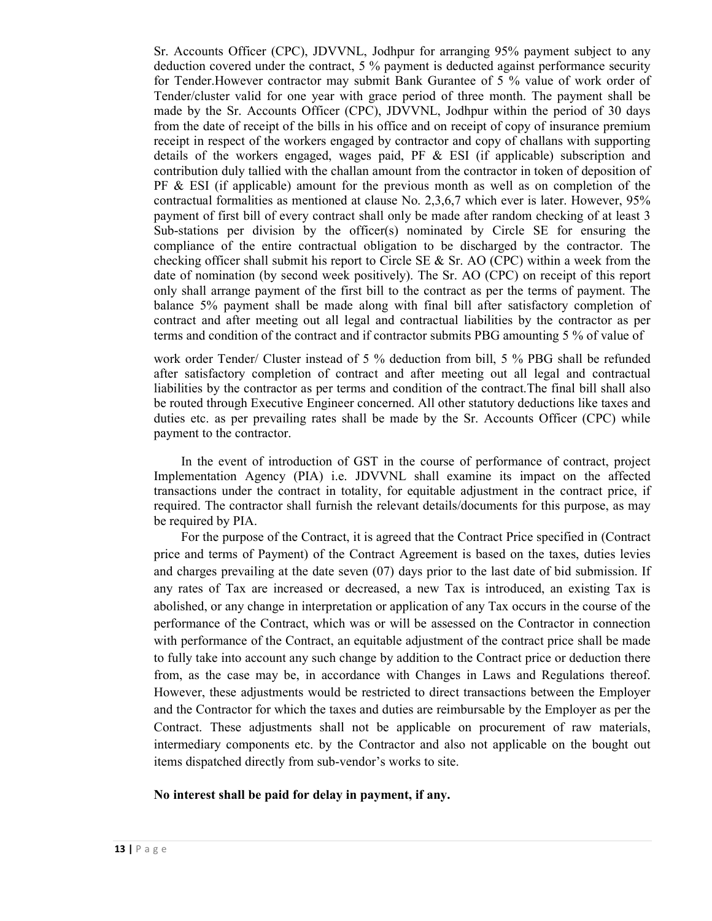Sr. Accounts Officer (CPC), JDVVNL, Jodhpur for arranging 95% payment subject to any deduction covered under the contract, 5 % payment is deducted against performance security for Tender.However contractor may submit Bank Gurantee of 5 % value of work order of Tender/cluster valid for one year with grace period of three month. The payment shall be made by the Sr. Accounts Officer (CPC), JDVVNL, Jodhpur within the period of 30 days from the date of receipt of the bills in his office and on receipt of copy of insurance premium receipt in respect of the workers engaged by contractor and copy of challans with supporting details of the workers engaged, wages paid, PF & ESI (if applicable) subscription and contribution duly tallied with the challan amount from the contractor in token of deposition of PF & ESI (if applicable) amount for the previous month as well as on completion of the contractual formalities as mentioned at clause No. 2,3,6,7 which ever is later. However, 95% payment of first bill of every contract shall only be made after random checking of at least 3 Sub-stations per division by the officer(s) nominated by Circle SE for ensuring the compliance of the entire contractual obligation to be discharged by the contractor. The checking officer shall submit his report to Circle SE & Sr. AO (CPC) within a week from the date of nomination (by second week positively). The Sr. AO (CPC) on receipt of this report only shall arrange payment of the first bill to the contract as per the terms of payment. The balance 5% payment shall be made along with final bill after satisfactory completion of contract and after meeting out all legal and contractual liabilities by the contractor as per terms and condition of the contract and if contractor submits PBG amounting 5 % of value of work order Tender/ Cluster instead of 5 % deduction from bill, 5 % PBG shall be refunded after satisfactory completion of contract and after meeting out all legal and contractual liabilities by the contractor as per terms and condition of the contract.The final bill shall also be routed through Executive Engineer concerned. All other statutory deductions like taxes and duties etc. as per prevailing rates shall be made by the Sr. Accounts Officer (CPC) while payment to the contractor.

In the event of introduction of GST in the course of performance of contract, project Implementation Agency (PIA) i.e. JDVVNL shall examine its impact on the affected transactions under the contract in totality, for equitable adjustment in the contract price, if required. The contractor shall furnish the relevant details/documents for this purpose, as may be required by PIA.

For the purpose of the Contract, it is agreed that the Contract Price specified in (Contract price and terms of Payment) of the Contract Agreement is based on the taxes, duties levies and charges prevailing at the date seven (07) days prior to the last date of bid submission. If any rates of Tax are increased or decreased, a new Tax is introduced, an existing Tax is abolished, or any change in interpretation or application of any Tax occurs in the course of the performance of the Contract, which was or will be assessed on the Contractor in connection with performance of the Contract, an equitable adjustment of the contract price shall be made to fully take into account any such change by addition to the Contract price or deduction there from, as the case may be, in accordance with Changes in Laws and Regulations thereof. However, these adjustments would be restricted to direct transactions between the Employer and the Contractor for which the taxes and duties are reimbursable by the Employer as per the Contract. These adjustments shall not be applicable on procurement of raw materials, intermediary components etc. by the Contractor and also not applicable on the bought out items dispatched directly from sub-vendor's works to site.

**No interest shall be paid for delay in payment, if any.**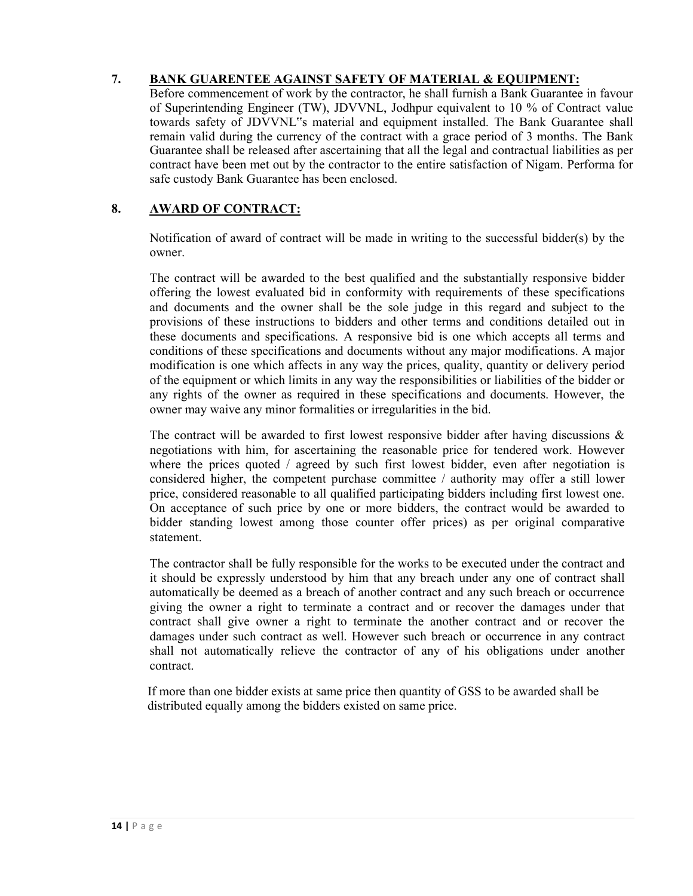## 7. BANK GUARENTEE AGAINST SAFETY OF MATERIAL & EQUIPMENT:

Before commencement of work by the contractor, he shall furnish a Bank Guarantee in favour of Superintending Engineer (TW), JDVVNL, Jodhpur equivalent to 10 % of Contract value towards safety of JDVVNL"s material and equipment installed. The Bank Guarantee shall remain valid during the currency of the contract with a grace period of 3 months. The Bank Guarantee shall be released after ascertaining that all the legal and contractual liabilities as per contract have been met out by the contractor to the entire satisfaction of Nigam. Performa for safe custody Bank Guarantee has been enclosed.

## 8. AWARD OF CONTRACT:

Notification of award of contract will be made in writing to the successful bidder(s) by the owner.

The contract will be awarded to the best qualified and the substantially responsive bidder offering the lowest evaluated bid in conformity with requirements of these specifications and documents and the owner shall be the sole judge in this regard and subject to the provisions of these instructions to bidders and other terms and conditions detailed out in these documents and specifications. A responsive bid is one which accepts all terms and conditions of these specifications and documents without any major modifications. A major modification is one which affects in any way the prices, quality, quantity or delivery period of the equipment or which limits in any way the responsibilities or liabilities of the bidder or any rights of the owner as required in these specifications and documents. However, the owner may waive any minor formalities or irregularities in the bid.

The contract will be awarded to first lowest responsive bidder after having discussions & negotiations with him, for ascertaining the reasonable price for tendered work. However where the prices quoted / agreed by such first lowest bidder, even after negotiation is considered higher, the competent purchase committee / authority may offer a still lower price, considered reasonable to all qualified participating bidders including first lowest one. On acceptance of such price by one or more bidders, the contract would be awarded to bidder standing lowest among those counter offer prices) as per original comparative statement.

The contractor shall be fully responsible for the works to be executed under the contract and it should be expressly understood by him that any breach under any one of contract shall automatically be deemed as a breach of another contract and any such breach or occurrence giving the owner a right to terminate a contract and or recover the damages under that contract shall give owner a right to terminate the another contract and or recover the damages under such contract as well. However such breach or occurrence in any contract shall not automatically relieve the contractor of any of his obligations under another contract.

If more than one bidder exists at same price then quantity of GSS to be awarded shall be distributed equally among the bidders existed on same price.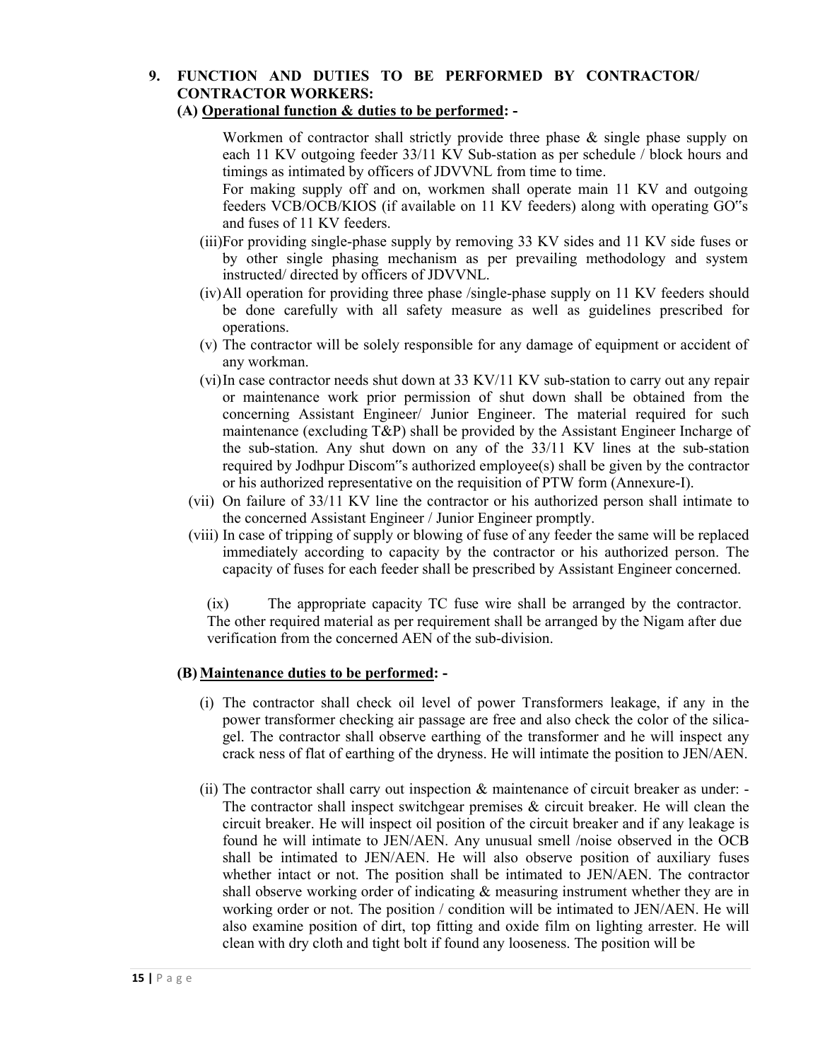## 9. FUNCTION AND DUTIES TO BE PERFORMED BY CONTRACTOR/ CONTRACTOR WORKERS:

### (A) Operational function & duties to be performed: -

Workmen of contractor shall strictly provide three phase & single phase supply on each 11 KV outgoing feeder 33/11 KV Sub-station as per schedule / block hours and timings as intimated by officers of JDVVNL from time to time.

For making supply off and on, workmen shall operate main 11 KV and outgoing feeders VCB/OCB/KIOS (if available on 11 KV feeders) along with operating GO"s and fuses of 11 KV feeders.

(iii) For providing single-phase supply by removing 33 KV sides and 11 KV side fuses or by other single phasing mechanism as per prevailing methodology and system instructed/ directed by officers of JDVVNL.

(iv) All operation for providing three phase /single-phase supply on 11 KV feeders should be done carefully with all safety measure as well as guidelines prescribed for operations.

(v) The contractor will be solely responsible for any damage of equipment or accident of any workman.

(vi) In case contractor needs shut down at 33 KV/11 KV sub-station to carry out any repair or maintenance work prior permission of shut down shall be obtained from the concerning Assistant Engineer/ Junior Engineer. The material required for such maintenance (excluding T&P) shall be provided by the Assistant Engineer Incharge of the sub-station. Any shut down on any of the 33/11 KV lines at the sub-station required by Jodhpur Discom"s authorized employee(s) shall be given by the contractor or his authorized representative on the requisition of PTW form (Annexure-I).

(vii) On failure of 33/11 KV line the contractor or his authorized person shall intimate to the concerned Assistant Engineer / Junior Engineer promptly.

(viii) In case of tripping of supply or blowing of fuse of any feeder the same will be replaced immediately according to capacity by the contractor or his authorized person. The capacity of fuses for each feeder shall be prescribed by Assistant Engineer concerned.

(ix) The appropriate capacity TC fuse wire shall be arranged by the contractor. The other required material as per requirement shall be arranged by the Nigam after due verification from the concerned AEN of the sub-division.

### (B) Maintenance duties to be performed: -

(i) The contractor shall check oil level of power Transformers leakage, if any in the power transformer checking air passage are free and also check the color of the silica-gel. The contractor shall observe earthing of the transformer and he will inspect any crack ness of flat of earthing of the dryness. He will intimate the position to JEN/AEN.

(ii) The contractor shall carry out inspection & maintenance of circuit breaker as under: - The contractor shall inspect switchgear premises & circuit breaker. He will clean the circuit breaker. He will inspect oil position of the circuit breaker and if any leakage is found he will intimate to JEN/AEN. Any unusual smell /noise observed in the OCB shall be intimated to JEN/AEN. He will also observe position of auxiliary fuses whether intact or not. The position shall be intimated to JEN/AEN. The contractor shall observe working order of indicating & measuring instrument whether they are in working order or not. The position / condition will be intimated to JEN/AEN. He will also examine position of dirt, top fitting and oxide film on lighting arrester. He will clean with dry cloth and tight bolt if found any looseness. The position will be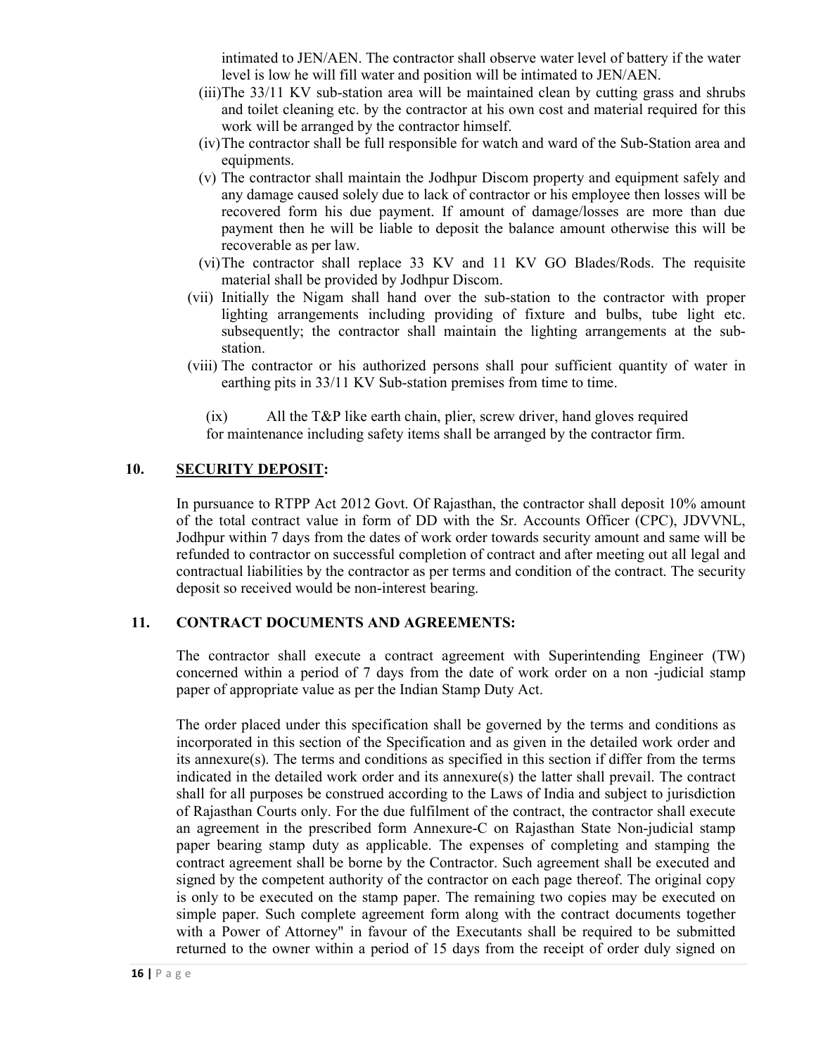intimated to JEN/AEN. The contractor shall observe water level of battery if the water level is low he will fill water and position will be intimated to JEN/AEN.

(iii) The 33/11 KV sub-station area will be maintained clean by cutting grass and shrubs and toilet cleaning etc. by the contractor at his own cost and material required for this work will be arranged by the contractor himself.

(iv) The contractor shall be full responsible for watch and ward of the Sub-Station area and equipments.

(v) The contractor shall maintain the Jodhpur Discom property and equipment safely and any damage caused solely due to lack of contractor or his employee then losses will be recovered form his due payment. If amount of damage/losses are more than due payment then he will be liable to deposit the balance amount otherwise this will be recoverable as per law.

(vi) The contractor shall replace 33 KV and 11 KV GO Blades/Rods. The requisite material shall be provided by Jodhpur Discom.

(vii) Initially the Nigam shall hand over the sub-station to the contractor with proper lighting arrangements including providing of fixture and bulbs, tube light etc. subsequently; the contractor shall maintain the lighting arrangements at the sub-station.

(viii) The contractor or his authorized persons shall pour sufficient quantity of water in earthing pits in 33/11 KV Sub-station premises from time to time.

(ix) All the T&P like earth chain, plier, screw driver, hand gloves required for maintenance including safety items shall be arranged by the contractor firm.

## 10. SECURITY DEPOSIT:

In pursuance to RTPP Act 2012 Govt. Of Rajasthan, the contractor shall deposit 10% amount of the total contract value in form of DD with the Sr. Accounts Officer (CPC), JDVVNL, Jodhpur within 7 days from the dates of work order towards security amount and same will be refunded to contractor on successful completion of contract and after meeting out all legal and contractual liabilities by the contractor as per terms and condition of the contract. The security deposit so received would be non-interest bearing.

## 11. CONTRACT DOCUMENTS AND AGREEMENTS:

The contractor shall execute a contract agreement with Superintending Engineer (TW) concerned within a period of 7 days from the date of work order on a non -judicial stamp paper of appropriate value as per the Indian Stamp Duty Act.

The order placed under this specification shall be governed by the terms and conditions as incorporated in this section of the Specification and as given in the detailed work order and its annexure(s). The terms and conditions as specified in this section if differ from the terms indicated in the detailed work order and its annexure(s) the latter shall prevail. The contract shall for all purposes be construed according to the Laws of India and subject to jurisdiction of Rajasthan Courts only. For the due fulfilment of the contract, the contractor shall execute an agreement in the prescribed form Annexure-C on Rajasthan State Non-judicial stamp paper bearing stamp duty as applicable. The expenses of completing and stamping the contract agreement shall be borne by the Contractor. Such agreement shall be executed and signed by the competent authority of the contractor on each page thereof. The original copy is only to be executed on the stamp paper. The remaining two copies may be executed on simple paper. Such complete agreement form along with the contract documents together with a Power of Attorney" in favour of the Executants shall be required to be submitted returned to the owner within a period of 15 days from the receipt of order duly signed on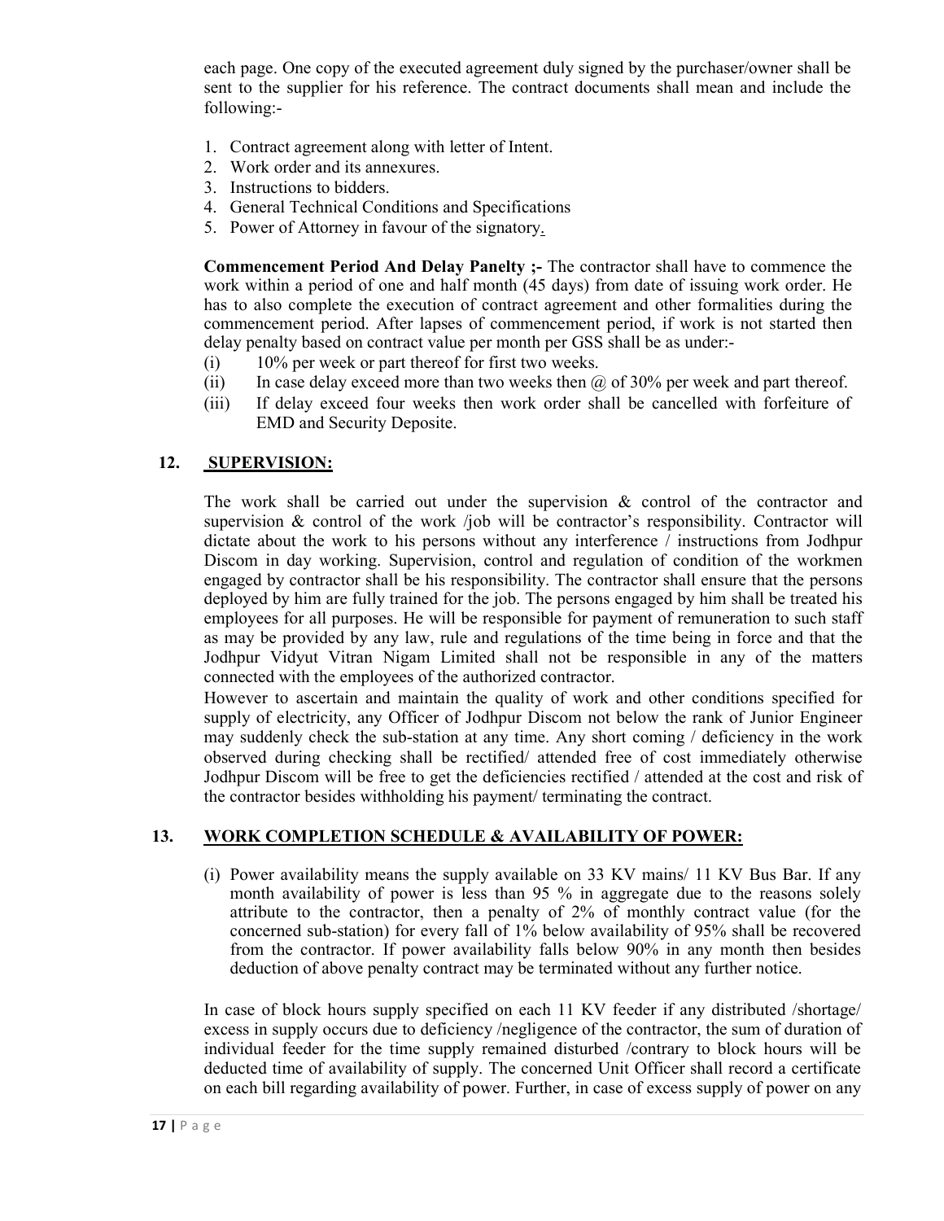each page. One copy of the executed agreement duly signed by the purchaser/owner shall be sent to the supplier for his reference. The contract documents shall mean and include the following:-

1. Contract agreement along with letter of Intent.
2. Work order and its annexures.
3. Instructions to bidders.
4. General Technical Conditions and Specifications
5. Power of Attorney in favour of the signatory.

**Commencement Period And Delay Panelty ;-** The contractor shall have to commence the work within a period of one and half month (45 days) from date of issuing work order. He has to also complete the execution of contract agreement and other formalities during the commencement period. After lapses of commencement period, if work is not started then delay penalty based on contract value per month per GSS shall be as under:-

(i) 10% per week or part thereof for first two weeks.

(ii) In case delay exceed more than two weeks then @ of 30% per week and part thereof.

(iii) If delay exceed four weeks then work order shall be cancelled with forfeiture of EMD and Security Deposite.

## 12. SUPERVISION:

The work shall be carried out under the supervision & control of the contractor and supervision & control of the work /job will be contractor's responsibility. Contractor will dictate about the work to his persons without any interference / instructions from Jodhpur Discom in day working. Supervision, control and regulation of condition of the workmen engaged by contractor shall be his responsibility. The contractor shall ensure that the persons deployed by him are fully trained for the job. The persons engaged by him shall be treated his employees for all purposes. He will be responsible for payment of remuneration to such staff as may be provided by any law, rule and regulations of the time being in force and that the Jodhpur Vidyut Vitran Nigam Limited shall not be responsible in any of the matters connected with the employees of the authorized contractor.

However to ascertain and maintain the quality of work and other conditions specified for supply of electricity, any Officer of Jodhpur Discom not below the rank of Junior Engineer may suddenly check the sub-station at any time. Any short coming / deficiency in the work observed during checking shall be rectified/ attended free of cost immediately otherwise Jodhpur Discom will be free to get the deficiencies rectified / attended at the cost and risk of the contractor besides withholding his payment/ terminating the contract.

## 13. WORK COMPLETION SCHEDULE & AVAILABILITY OF POWER:

(i) Power availability means the supply available on 33 KV mains/ 11 KV Bus Bar. If any month availability of power is less than 95 % in aggregate due to the reasons solely attribute to the contractor, then a penalty of 2% of monthly contract value (for the concerned sub-station) for every fall of 1% below availability of 95% shall be recovered from the contractor. If power availability falls below 90% in any month then besides deduction of above penalty contract may be terminated without any further notice.

In case of block hours supply specified on each 11 KV feeder if any distributed /shortage/ excess in supply occurs due to deficiency /negligence of the contractor, the sum of duration of individual feeder for the time supply remained disturbed /contrary to block hours will be deducted time of availability of supply. The concerned Unit Officer shall record a certificate on each bill regarding availability of power. Further, in case of excess supply of power on any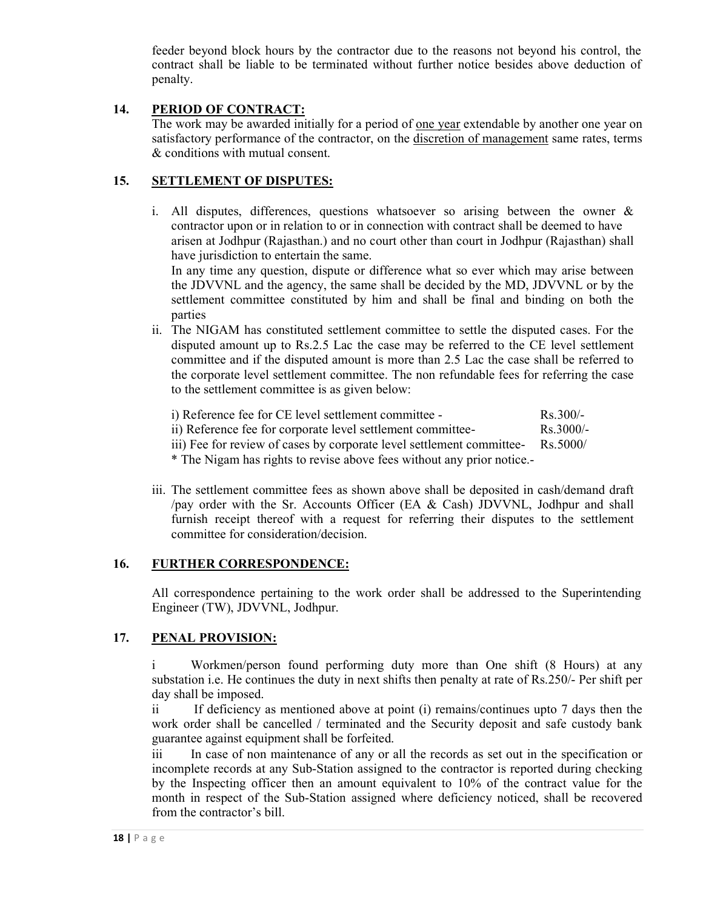feeder beyond block hours by the contractor due to the reasons not beyond his control, the contract shall be liable to be terminated without further notice besides above deduction of penalty.

## 14. PERIOD OF CONTRACT:

The work may be awarded initially for a period of <u>one year</u> extendable by another one year on satisfactory performance of the contractor, on the <u>discretion of management</u> same rates, terms & conditions with mutual consent.

## 15. SETTLEMENT OF DISPUTES:

i. All disputes, differences, questions whatsoever so arising between the owner & contractor upon or in relation to or in connection with contract shall be deemed to have arisen at Jodhpur (Rajasthan.) and no court other than court in Jodhpur (Rajasthan) shall have jurisdiction to entertain the same.

   In any time any question, dispute or difference what so ever which may arise between the JDVVNL and the agency, the same shall be decided by the MD, JDVVNL or by the settlement committee constituted by him and shall be final and binding on both the parties

ii. The NIGAM has constituted settlement committee to settle the disputed cases. For the disputed amount up to Rs.2.5 Lac the case may be referred to the CE level settlement committee and if the disputed amount is more than 2.5 Lac the case shall be referred to the corporate level settlement committee. The non refundable fees for referring the case to the settlement committee is as given below:

   i) Reference fee for CE level settlement committee - Rs.300/-
   ii) Reference fee for corporate level settlement committee- Rs.3000/-
   iii) Fee for review of cases by corporate level settlement committee- Rs.5000/
   * The Nigam has rights to revise above fees without any prior notice.-

iii. The settlement committee fees as shown above shall be deposited in cash/demand draft /pay order with the Sr. Accounts Officer (EA & Cash) JDVVNL, Jodhpur and shall furnish receipt thereof with a request for referring their disputes to the settlement committee for consideration/decision.

## 16. FURTHER CORRESPONDENCE:

All correspondence pertaining to the work order shall be addressed to the Superintending Engineer (TW), JDVVNL, Jodhpur.

## 17. PENAL PROVISION:

i Workmen/person found performing duty more than One shift (8 Hours) at any substation i.e. He continues the duty in next shifts then penalty at rate of Rs.250/- Per shift per day shall be imposed.

ii If deficiency as mentioned above at point (i) remains/continues upto 7 days then the work order shall be cancelled / terminated and the Security deposit and safe custody bank guarantee against equipment shall be forfeited.

iii In case of non maintenance of any or all the records as set out in the specification or incomplete records at any Sub-Station assigned to the contractor is reported during checking by the Inspecting officer then an amount equivalent to 10% of the contract value for the month in respect of the Sub-Station assigned where deficiency noticed, shall be recovered from the contractor's bill.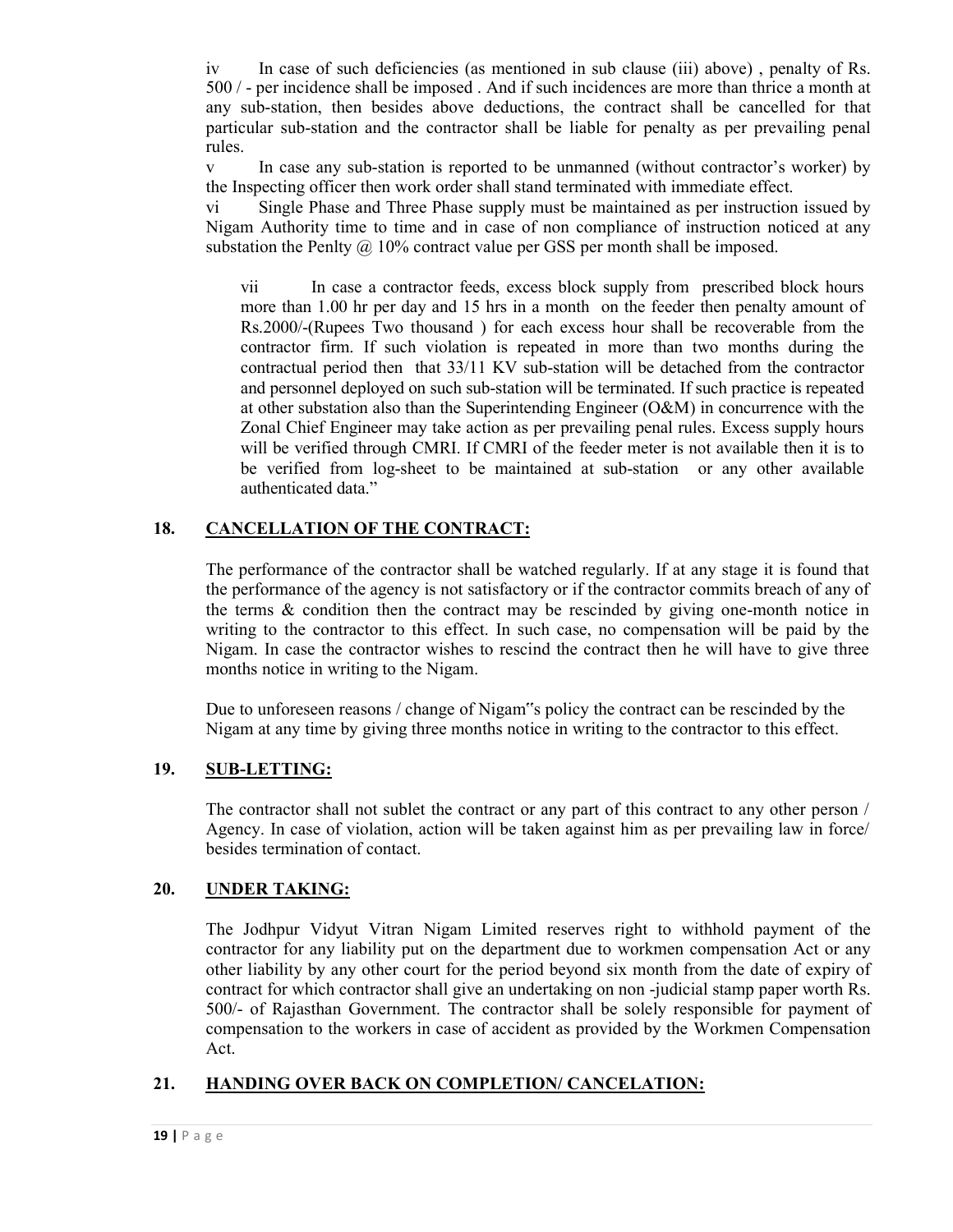iv In case of such deficiencies (as mentioned in sub clause (iii) above) , penalty of Rs. 500 / - per incidence shall be imposed . And if such incidences are more than thrice a month at any sub-station, then besides above deductions, the contract shall be cancelled for that particular sub-station and the contractor shall be liable for penalty as per prevailing penal rules.

v In case any sub-station is reported to be unmanned (without contractor's worker) by the Inspecting officer then work order shall stand terminated with immediate effect.

vi Single Phase and Three Phase supply must be maintained as per instruction issued by Nigam Authority time to time and in case of non compliance of instruction noticed at any substation the Penlty @ 10% contract value per GSS per month shall be imposed.

vii In case a contractor feeds, excess block supply from prescribed block hours more than 1.00 hr per day and 15 hrs in a month on the feeder then penalty amount of Rs.2000/-(Rupees Two thousand ) for each excess hour shall be recoverable from the contractor firm. If such violation is repeated in more than two months during the contractual period then that 33/11 KV sub-station will be detached from the contractor and personnel deployed on such sub-station will be terminated. If such practice is repeated at other substation also than the Superintending Engineer (O&M) in concurrence with the Zonal Chief Engineer may take action as per prevailing penal rules. Excess supply hours will be verified through CMRI. If CMRI of the feeder meter is not available then it is to be verified from log-sheet to be maintained at sub-station or any other available authenticated data."

## 18. CANCELLATION OF THE CONTRACT:

The performance of the contractor shall be watched regularly. If at any stage it is found that the performance of the agency is not satisfactory or if the contractor commits breach of any of the terms & condition then the contract may be rescinded by giving one-month notice in writing to the contractor to this effect. In such case, no compensation will be paid by the Nigam. In case the contractor wishes to rescind the contract then he will have to give three months notice in writing to the Nigam.

Due to unforeseen reasons / change of Nigam"s policy the contract can be rescinded by the Nigam at any time by giving three months notice in writing to the contractor to this effect.

## 19. SUB-LETTING:

The contractor shall not sublet the contract or any part of this contract to any other person / Agency. In case of violation, action will be taken against him as per prevailing law in force/ besides termination of contact.

## 20. UNDER TAKING:

The Jodhpur Vidyut Vitran Nigam Limited reserves right to withhold payment of the contractor for any liability put on the department due to workmen compensation Act or any other liability by any other court for the period beyond six month from the date of expiry of contract for which contractor shall give an undertaking on non -judicial stamp paper worth Rs. 500/- of Rajasthan Government. The contractor shall be solely responsible for payment of compensation to the workers in case of accident as provided by the Workmen Compensation Act.

## 21. HANDING OVER BACK ON COMPLETION/ CANCELATION: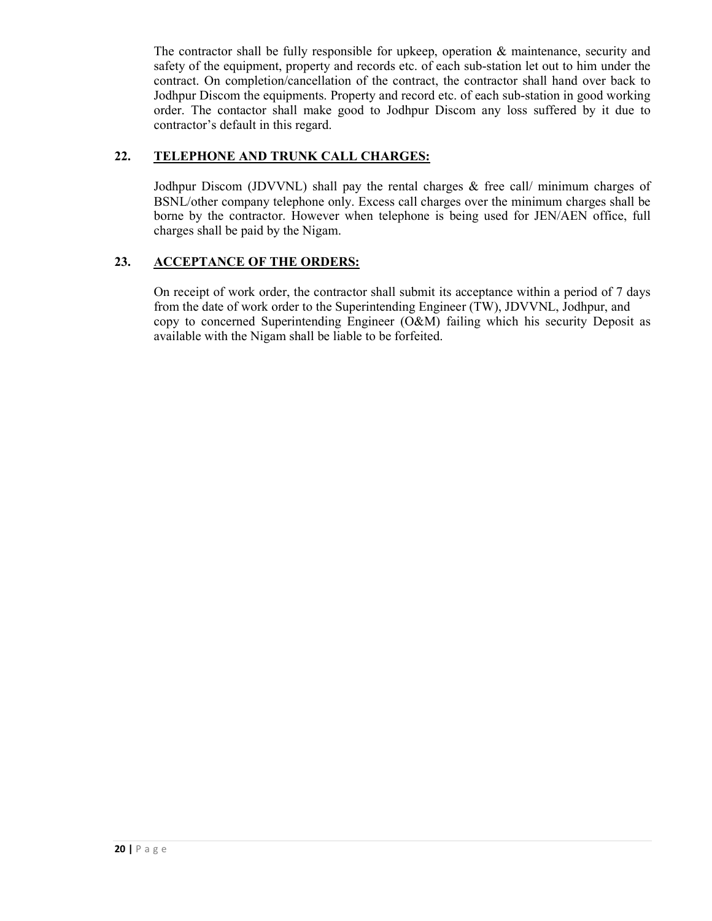The contractor shall be fully responsible for upkeep, operation & maintenance, security and safety of the equipment, property and records etc. of each sub-station let out to him under the contract. On completion/cancellation of the contract, the contractor shall hand over back to Jodhpur Discom the equipments. Property and record etc. of each sub-station in good working order. The contactor shall make good to Jodhpur Discom any loss suffered by it due to contractor's default in this regard.

## 22. TELEPHONE AND TRUNK CALL CHARGES:

Jodhpur Discom (JDVVNL) shall pay the rental charges & free call/ minimum charges of BSNL/other company telephone only. Excess call charges over the minimum charges shall be borne by the contractor. However when telephone is being used for JEN/AEN office, full charges shall be paid by the Nigam.

## 23. ACCEPTANCE OF THE ORDERS:

On receipt of work order, the contractor shall submit its acceptance within a period of 7 days from the date of work order to the Superintending Engineer (TW), JDVVNL, Jodhpur, and copy to concerned Superintending Engineer (O&M) failing which his security Deposit as available with the Nigam shall be liable to be forfeited.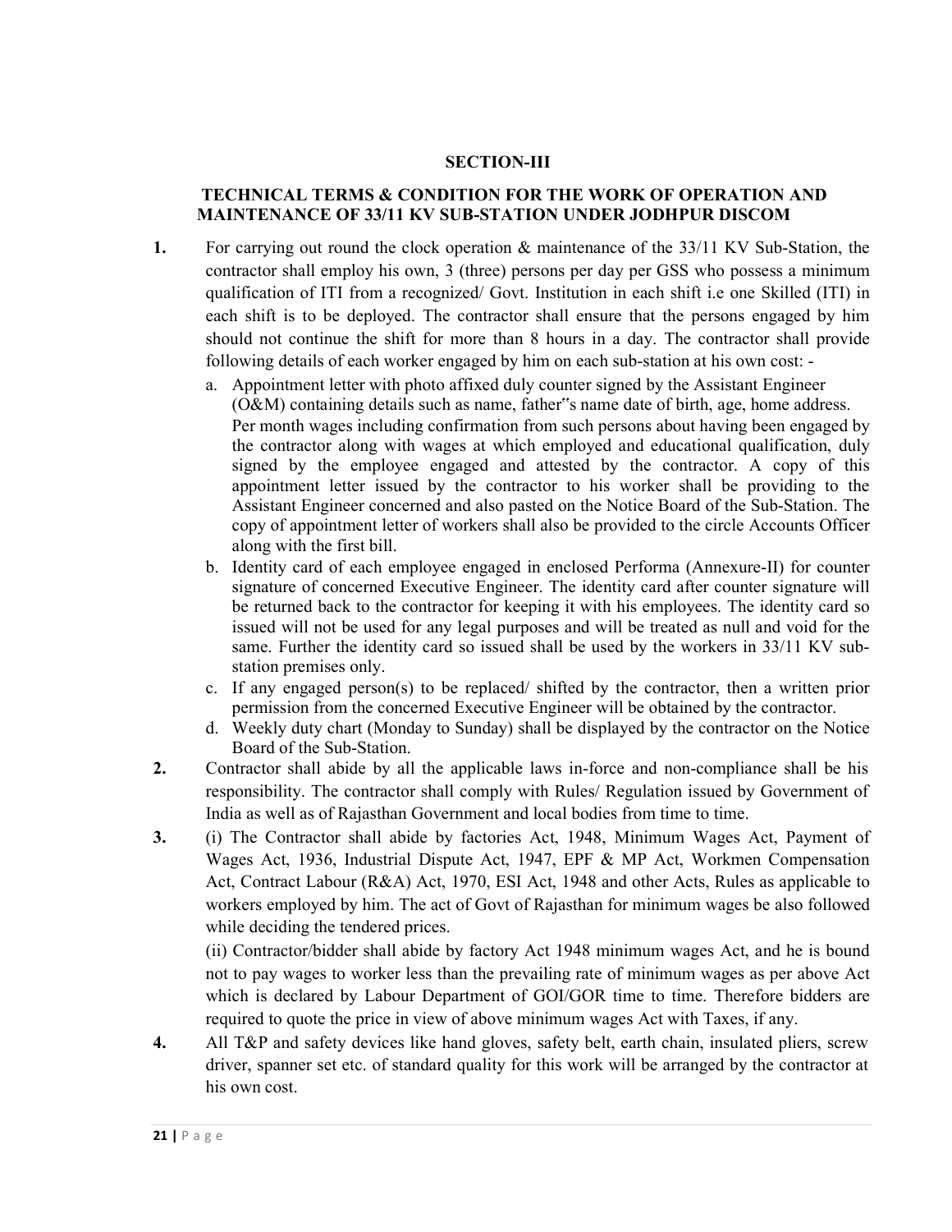## SECTION-III

### TECHNICAL TERMS & CONDITION FOR THE WORK OF OPERATION AND MAINTENANCE OF 33/11 KV SUB-STATION UNDER JODHPUR DISCOM

**1.** For carrying out round the clock operation & maintenance of the 33/11 KV Sub-Station, the contractor shall employ his own, 3 (three) persons per day per GSS who possess a minimum qualification of ITI from a recognized/ Govt. Institution in each shift i.e one Skilled (ITI) in each shift is to be deployed. The contractor shall ensure that the persons engaged by him should not continue the shift for more than 8 hours in a day. The contractor shall provide following details of each worker engaged by him on each sub-station at his own cost: -

   a. Appointment letter with photo affixed duly counter signed by the Assistant Engineer (O&M) containing details such as name, father‟s name date of birth, age, home address. Per month wages including confirmation from such persons about having been engaged by the contractor along with wages at which employed and educational qualification, duly signed by the employee engaged and attested by the contractor. A copy of this appointment letter issued by the contractor to his worker shall be providing to the Assistant Engineer concerned and also pasted on the Notice Board of the Sub-Station. The copy of appointment letter of workers shall also be provided to the circle Accounts Officer along with the first bill.

   b. Identity card of each employee engaged in enclosed Performa (Annexure-II) for counter signature of concerned Executive Engineer. The identity card after counter signature will be returned back to the contractor for keeping it with his employees. The identity card so issued will not be used for any legal purposes and will be treated as null and void for the same. Further the identity card so issued shall be used by the workers in 33/11 KV sub-station premises only.

   c. If any engaged person(s) to be replaced/ shifted by the contractor, then a written prior permission from the concerned Executive Engineer will be obtained by the contractor.

   d. Weekly duty chart (Monday to Sunday) shall be displayed by the contractor on the Notice Board of the Sub-Station.

**2.** Contractor shall abide by all the applicable laws in-force and non-compliance shall be his responsibility. The contractor shall comply with Rules/ Regulation issued by Government of India as well as of Rajasthan Government and local bodies from time to time.

**3.** (i) The Contractor shall abide by factories Act, 1948, Minimum Wages Act, Payment of Wages Act, 1936, Industrial Dispute Act, 1947, EPF & MP Act, Workmen Compensation Act, Contract Labour (R&A) Act, 1970, ESI Act, 1948 and other Acts, Rules as applicable to workers employed by him. The act of Govt of Rajasthan for minimum wages be also followed while deciding the tendered prices.

(ii) Contractor/bidder shall abide by factory Act 1948 minimum wages Act, and he is bound not to pay wages to worker less than the prevailing rate of minimum wages as per above Act which is declared by Labour Department of GOI/GOR time to time. Therefore bidders are required to quote the price in view of above minimum wages Act with Taxes, if any.

**4.** All T&P and safety devices like hand gloves, safety belt, earth chain, insulated pliers, screw driver, spanner set etc. of standard quality for this work will be arranged by the contractor at his own cost.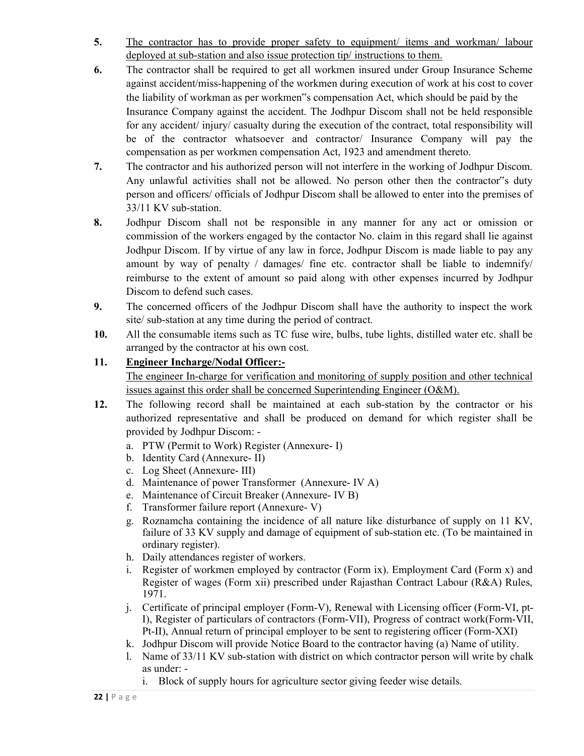5. <u>The contractor has to provide proper safety to equipment/ items and workman/ labour deployed at sub-station and also issue protection tip/ instructions to them.</u>

6. The contractor shall be required to get all workmen insured under Group Insurance Scheme against accident/miss-happening of the workmen during execution of work at his cost to cover the liability of workman as per workmen"s compensation Act, which should be paid by the Insurance Company against the accident. The Jodhpur Discom shall not be held responsible for any accident/ injury/ casualty during the execution of the contract, total responsibility will be of the contractor whatsoever and contractor/ Insurance Company will pay the compensation as per workmen compensation Act, 1923 and amendment thereto.

7. The contractor and his authorized person will not interfere in the working of Jodhpur Discom. Any unlawful activities shall not be allowed. No person other then the contractor"s duty person and officers/ officials of Jodhpur Discom shall be allowed to enter into the premises of 33/11 KV sub-station.

8. Jodhpur Discom shall not be responsible in any manner for any act or omission or commission of the workers engaged by the contactor No. claim in this regard shall lie against Jodhpur Discom. If by virtue of any law in force, Jodhpur Discom is made liable to pay any amount by way of penalty / damages/ fine etc. contractor shall be liable to indemnify/ reimburse to the extent of amount so paid along with other expenses incurred by Jodhpur Discom to defend such cases.

9. The concerned officers of the Jodhpur Discom shall have the authority to inspect the work site/ sub-station at any time during the period of contract.

10. All the consumable items such as TC fuse wire, bulbs, tube lights, distilled water etc. shall be arranged by the contractor at his own cost.

11. **<u>Engineer Incharge/Nodal Officer:-</u>**

    <u>The engineer In-charge for verification and monitoring of supply position and other technical issues against this order shall be concerned Superintending Engineer (O&M).</u>

12. The following record shall be maintained at each sub-station by the contractor or his authorized representative and shall be produced on demand for which register shall be provided by Jodhpur Discom: -
    a. PTW (Permit to Work) Register (Annexure- I)
    b. Identity Card (Annexure- II)
    c. Log Sheet (Annexure- III)
    d. Maintenance of power Transformer (Annexure- IV A)
    e. Maintenance of Circuit Breaker (Annexure- IV B)
    f. Transformer failure report (Annexure- V)
    g. Roznamcha containing the incidence of all nature like disturbance of supply on 11 KV, failure of 33 KV supply and damage of equipment of sub-station etc. (To be maintained in ordinary register).
    h. Daily attendances register of workers.
    i. Register of workmen employed by contractor (Form ix). Employment Card (Form x) and Register of wages (Form xii) prescribed under Rajasthan Contract Labour (R&A) Rules, 1971.
    j. Certificate of principal employer (Form-V), Renewal with Licensing officer (Form-VI, pt-I), Register of particulars of contractors (Form-VII), Progress of contract work(Form-VII, Pt-II), Annual return of principal employer to be sent to registering officer (Form-XXI)
    k. Jodhpur Discom will provide Notice Board to the contractor having (a) Name of utility.
    l. Name of 33/11 KV sub-station with district on which contractor person will write by chalk as under: -
       i. Block of supply hours for agriculture sector giving feeder wise details.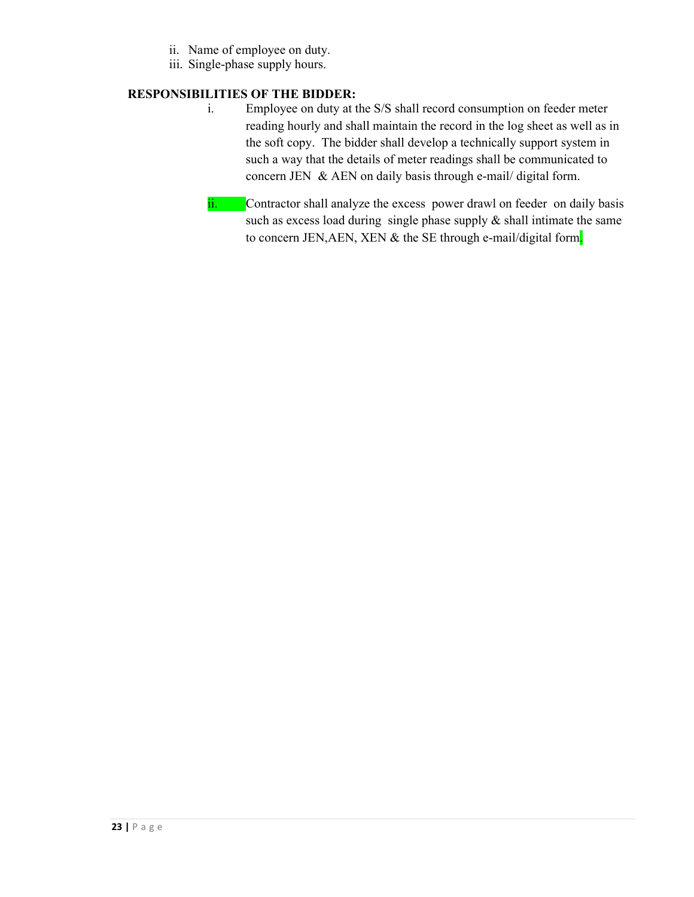ii. Name of employee on duty.
iii. Single-phase supply hours.

**RESPONSIBILITIES OF THE BIDDER:**

i. Employee on duty at the S/S shall record consumption on feeder meter reading hourly and shall maintain the record in the log sheet as well as in the soft copy. The bidder shall develop a technically support system in such a way that the details of meter readings shall be communicated to concern JEN & AEN on daily basis through e-mail/ digital form.

ii. Contractor shall analyze the excess power drawl on feeder on daily basis such as excess load during single phase supply & shall intimate the same to concern JEN,AEN, XEN & the SE through e-mail/digital form.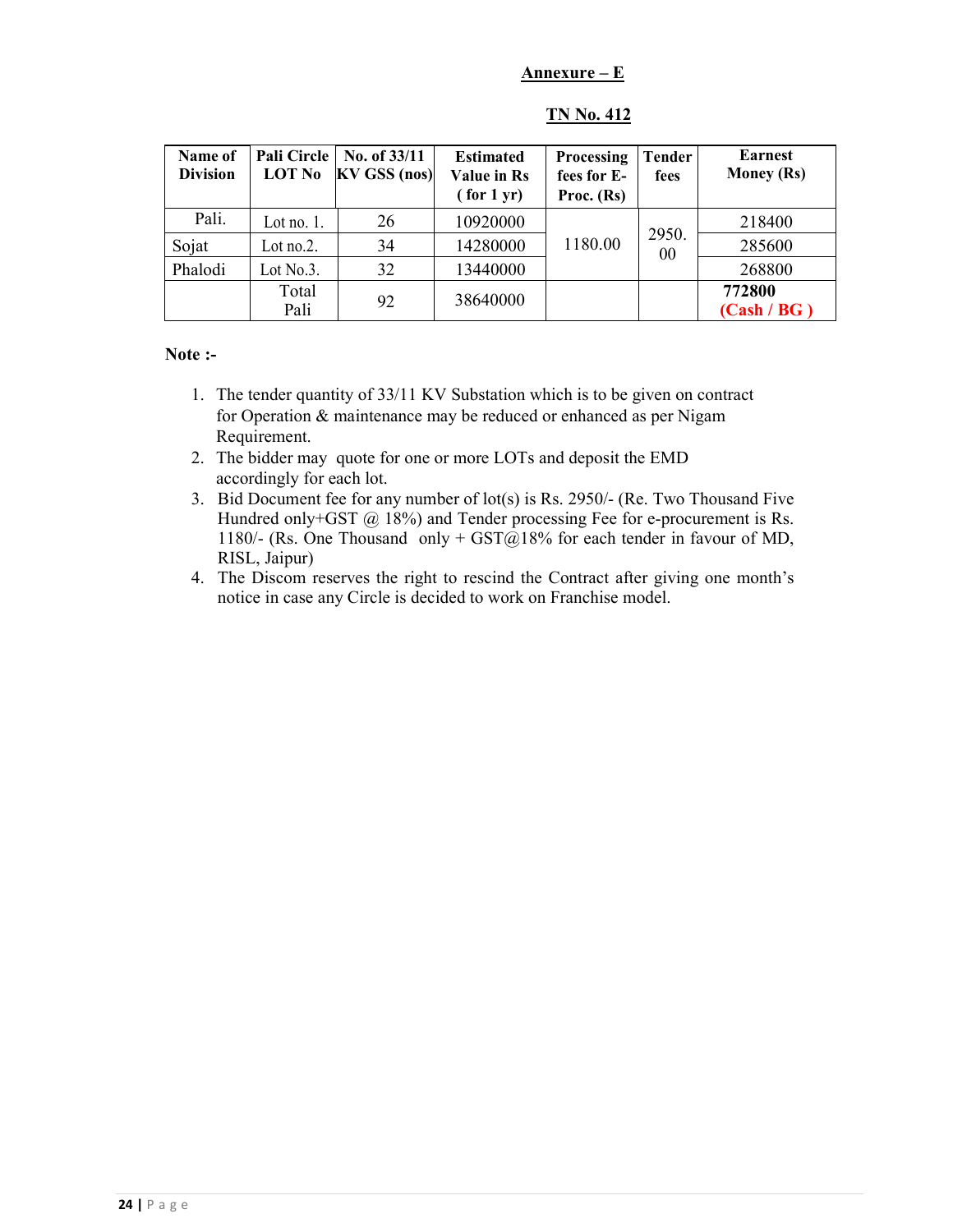**Annexure – E**

**TN No. 412**

| Name of Division | Pali Circle LOT No | No. of 33/11 KV GSS (nos) | Estimated Value in Rs ( for 1 yr) | Processing fees for E-Proc. (Rs) | Tender fees | Earnest Money (Rs) |
|---|---|---|---|---|---|---|
| Pali. | Lot no. 1. | 26 | 10920000 | 1180.00 | 2950.00 | 218400 |
| Sojat | Lot no.2. | 34 | 14280000 | | | 285600 |
| Phalodi | Lot No.3. | 32 | 13440000 | | | 268800 |
| | Total Pali | 92 | 38640000 | | | **772800 (Cash / BG )** |

**Note :-**

1. The tender quantity of 33/11 KV Substation which is to be given on contract for Operation & maintenance may be reduced or enhanced as per Nigam Requirement.
2. The bidder may quote for one or more LOTs and deposit the EMD accordingly for each lot.
3. Bid Document fee for any number of lot(s) is Rs. 2950/- (Re. Two Thousand Five Hundred only+GST @ 18%) and Tender processing Fee for e-procurement is Rs. 1180/- (Rs. One Thousand only + GST@18% for each tender in favour of MD, RISL, Jaipur)
4. The Discom reserves the right to rescind the Contract after giving one month's notice in case any Circle is decided to work on Franchise model.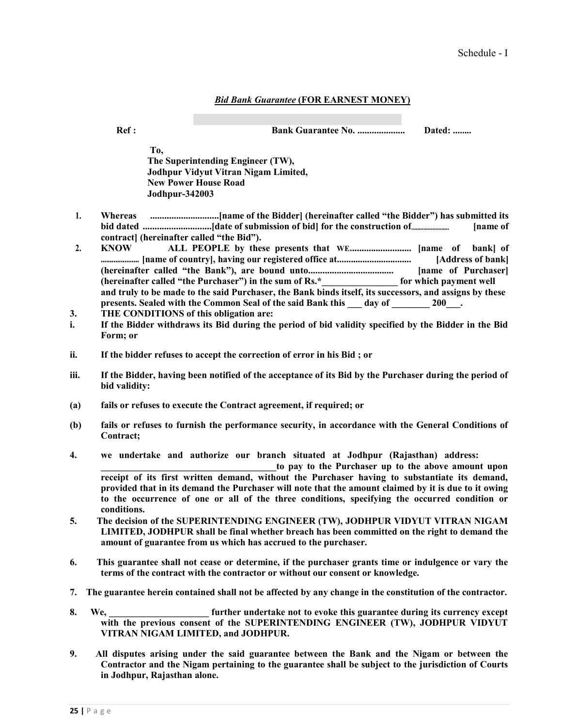Schedule - I

## ***Bid Bank Guarantee* (FOR EARNEST MONEY)**

**Ref : Bank Guarantee No. .................... Dated: ........**

**To,**
**The Superintending Engineer (TW),**
**Jodhpur Vidyut Vitran Nigam Limited,**
**New Power House Road**
**Jodhpur-342003**

1. **Whereas .............................[name of the Bidder] (hereinafter called "the Bidder") has submitted its bid dated .............................[date of submission of bid] for the construction of........................ [name of contract] (hereinafter called "the Bid").**
2. **KNOW ALL PEOPLE by these presents that WE.......................... [name of bank] of ..................... [name of country], having our registered office at............................... [Address of bank] (hereinafter called "the Bank"), are bound unto.................................... [name of Purchaser] (hereinafter called "the Purchaser") in the sum of Rs.*_________________ for which payment well and truly to be made to the said Purchaser, the Bank binds itself, its successors, and assigns by these presents. Sealed with the Common Seal of the said Bank this ___ day of ________ 200___.**
3. **THE CONDITIONS of this obligation are:**

**i. If the Bidder withdraws its Bid during the period of bid validity specified by the Bidder in the Bid Form; or**

**ii. If the bidder refuses to accept the correction of error in his Bid ; or**

**iii. If the Bidder, having been notified of the acceptance of its Bid by the Purchaser during the period of bid validity:**

**(a) fails or refuses to execute the Contract agreement, if required; or**

**(b) fails or refuses to furnish the performance security, in accordance with the General Conditions of Contract;**

4. **we undertake and authorize our branch situated at Jodhpur (Rajasthan) address: ______________________________________to pay to the Purchaser up to the above amount upon receipt of its first written demand, without the Purchaser having to substantiate its demand, provided that in its demand the Purchaser will note that the amount claimed by it is due to it owing to the occurrence of one or all of the three conditions, specifying the occurred condition or conditions.**
5. **The decision of the SUPERINTENDING ENGINEER (TW), JODHPUR VIDYUT VITRAN NIGAM LIMITED, JODHPUR shall be final whether breach has been committed on the right to demand the amount of guarantee from us which has accrued to the purchaser.**
6. **This guarantee shall not cease or determine, if the purchaser grants time or indulgence or vary the terms of the contract with the contractor or without our consent or knowledge.**
7. **The guarantee herein contained shall not be affected by any change in the constitution of the contractor.**
8. **We, _____________________ further undertake not to evoke this guarantee during its currency except with the previous consent of the SUPERINTENDING ENGINEER (TW), JODHPUR VIDYUT VITRAN NIGAM LIMITED, and JODHPUR.**
9. **All disputes arising under the said guarantee between the Bank and the Nigam or between the Contractor and the Nigam pertaining to the guarantee shall be subject to the jurisdiction of Courts in Jodhpur, Rajasthan alone.**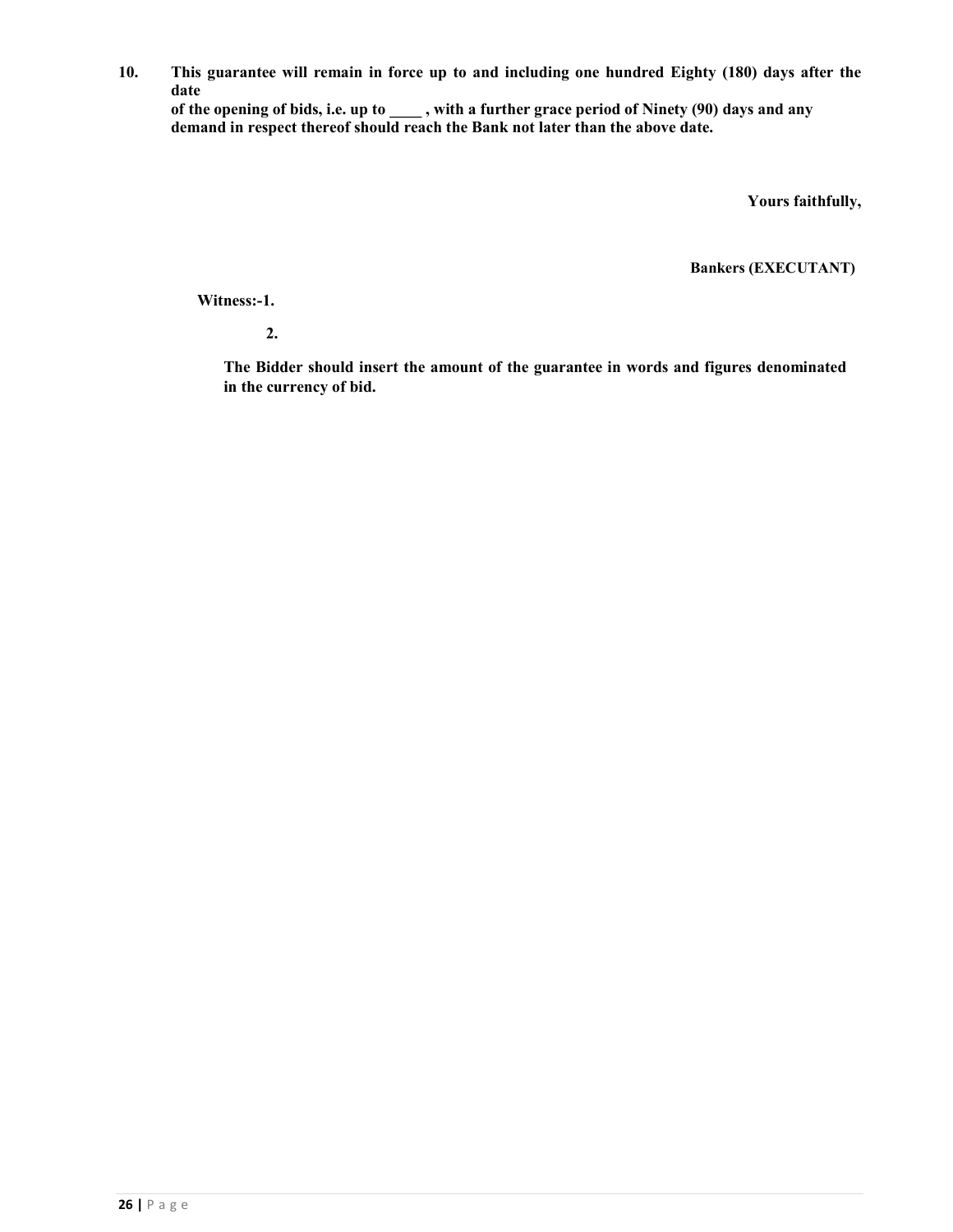**10. This guarantee will remain in force up to and including one hundred Eighty (180) days after the date of the opening of bids, i.e. up to \_\_\_\_ , with a further grace period of Ninety (90) days and any demand in respect thereof should reach the Bank not later than the above date.**

**Yours faithfully,**

**Bankers (EXECUTANT)**

**Witness:-1.**

**2.**

**The Bidder should insert the amount of the guarantee in words and figures denominated in the currency of bid.**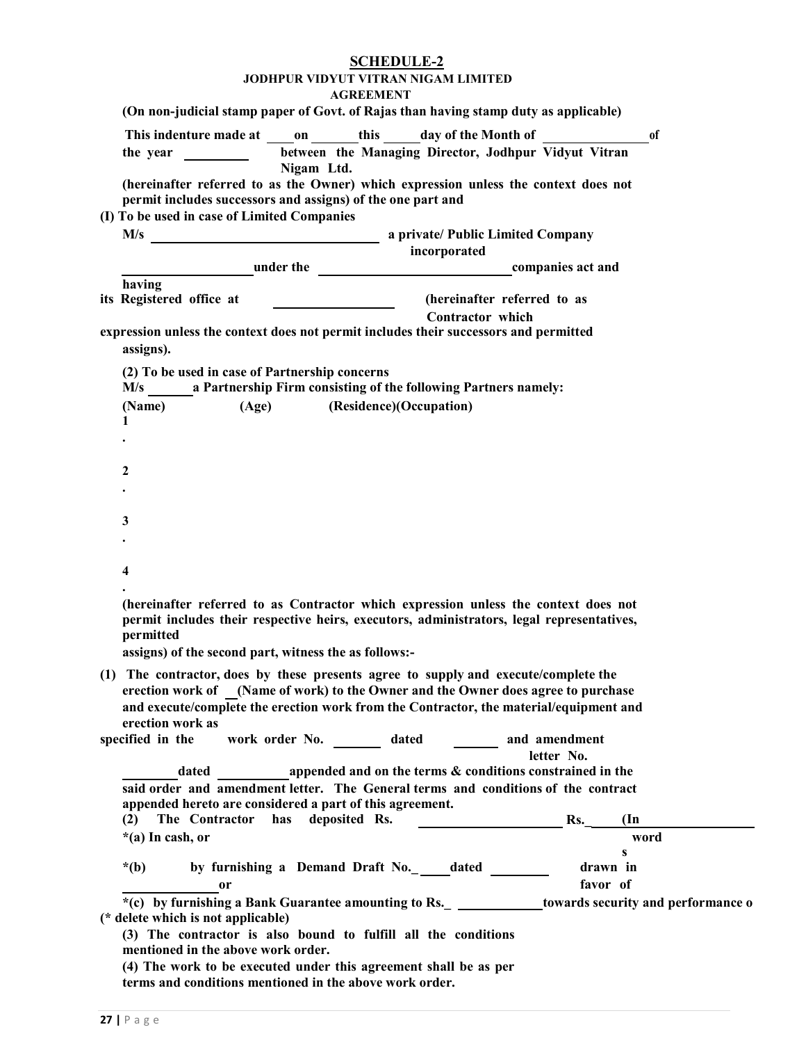# SCHEDULE-2

**JODHPUR VIDYUT VITRAN NIGAM LIMITED**

**AGREEMENT**

**(On non-judicial stamp paper of Govt. of Rajas than having stamp duty as applicable)**

**This indenture made at \_\_\_\_on \_\_\_\_\_\_\_this \_\_\_\_\_day of the Month of \_\_\_\_\_\_\_\_\_\_\_\_\_\_\_of the year \_\_\_\_\_\_\_\_\_ between the Managing Director, Jodhpur Vidyut Vitran Nigam Ltd.**

**(hereinafter referred to as the Owner) which expression unless the context does not permit includes successors and assigns) of the one part and**

**(I) To be used in case of Limited Companies**

**M/s \_\_\_\_\_\_\_\_\_\_\_\_\_\_\_\_\_\_\_\_\_\_\_\_\_\_\_\_\_\_\_\_ a private/ Public Limited Company incorporated \_\_\_\_\_\_\_\_\_\_\_\_\_\_\_\_\_\_under the \_\_\_\_\_\_\_\_\_\_\_\_\_\_\_\_\_\_\_\_\_\_\_\_\_\_\_companies act and having its Registered office at \_\_\_\_\_\_\_\_\_\_\_\_\_\_\_\_ (hereinafter referred to as Contractor which expression unless the context does not permit includes their successors and permitted assigns).**

**(2) To be used in case of Partnership concerns**

**M/s \_\_\_\_\_\_a Partnership Firm consisting of the following Partners namely:**

**(Name) (Age) (Residence)(Occupation)**

**1.**

**2.**

**3.**

**4.**

**(hereinafter referred to as Contractor which expression unless the context does not permit includes their respective heirs, executors, administrators, legal representatives, permitted assigns) of the second part, witness the as follows:-**

**(1) The contractor, does by these presents agree to supply and execute/complete the erection work of \_\_(Name of work) to the Owner and the Owner does agree to purchase and execute/complete the erection work from the Contractor, the material/equipment and erection work as specified in the work order No. \_\_\_\_\_\_\_ dated \_\_\_\_\_\_\_ and amendment letter No. \_\_\_\_\_\_\_\_dated \_\_\_\_\_\_\_\_\_\_appended and on the terms & conditions constrained in the said order and amendment letter. The General terms and conditions of the contract appended hereto are considered a part of this agreement.**

**(2) The Contractor has deposited Rs. \_\_\_\_\_\_\_\_\_\_\_\_\_\_\_\_\_\_\_\_ Rs.\_\_\_\_\_(In words**

**\*(a) In cash, or**

**\*(b) by furnishing a Demand Draft No.\_\_\_\_\_dated \_\_\_\_\_\_\_\_ drawn in favor of \_\_\_\_\_\_\_\_\_\_\_\_\_\_or**

**\*(c) by furnishing a Bank Guarantee amounting to Rs.\_ \_\_\_\_\_\_\_\_\_\_\_\_towards security and performance o**

**(\* delete which is not applicable)**

**(3) The contractor is also bound to fulfill all the conditions mentioned in the above work order.**

**(4) The work to be executed under this agreement shall be as per terms and conditions mentioned in the above work order.**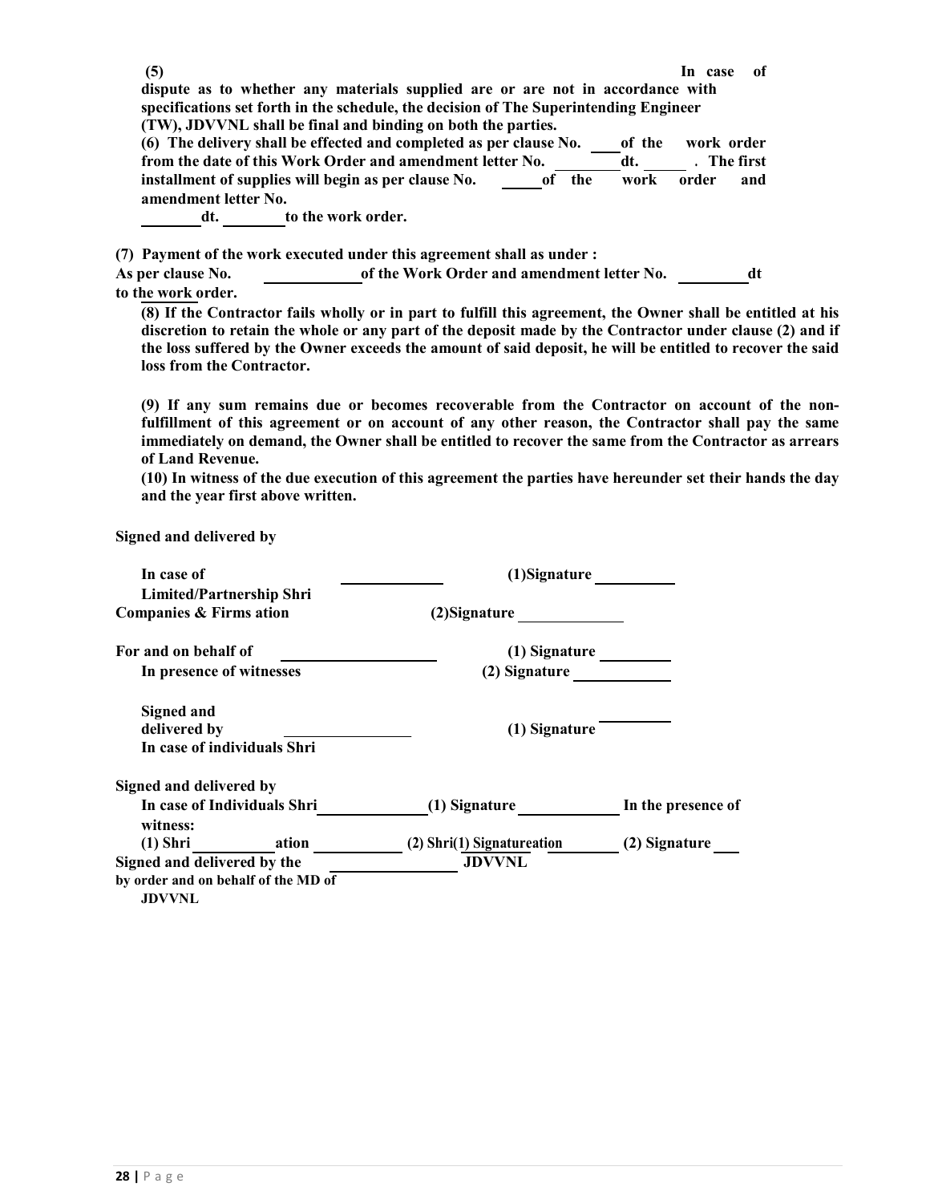**(5) In case of dispute as to whether any materials supplied are or are not in accordance with specifications set forth in the schedule, the decision of The Superintending Engineer (TW), JDVVNL shall be final and binding on both the parties.**

**(6) The delivery shall be effected and completed as per clause No. ____ of the work order from the date of this Work Order and amendment letter No. ________ dt. ______ . The first installment of supplies will begin as per clause No. _____ of the work order and amendment letter No. ________ dt. ________ to the work order.**

**(7) Payment of the work executed under this agreement shall as under :**
**As per clause No. ____________ of the Work Order and amendment letter No. _________ dt to the work order.**

**(8) If the Contractor fails wholly or in part to fulfill this agreement, the Owner shall be entitled at his discretion to retain the whole or any part of the deposit made by the Contractor under clause (2) and if the loss suffered by the Owner exceeds the amount of said deposit, he will be entitled to recover the said loss from the Contractor.**

**(9) If any sum remains due or becomes recoverable from the Contractor on account of the non-fulfillment of this agreement or on account of any other reason, the Contractor shall pay the same immediately on demand, the Owner shall be entitled to recover the same from the Contractor as arrears of Land Revenue.**

**(10) In witness of the due execution of this agreement the parties have hereunder set their hands the day and the year first above written.**

**Signed and delivered by**

**In case of Limited/Partnership Shri ____________ (1)Signature __________**
**Companies & Firms ation (2)Signature _____________**

**For and on behalf of ____________________ (1) Signature _________**
**In presence of witnesses (2) Signature ____________**

**Signed and delivered by ________________ (1) Signature _________**
**In case of individuals Shri**

**Signed and delivered by**
**In case of Individuals Shri______________(1) Signature _____________ In the presence of witness:**
**(1) Shri __________ ation ___________ (2) Shri(1) Signatureation ________ (2) Signature ___**
**Signed and delivered by the ________________ JDVVNL**
**by order and on behalf of the MD of JDVVNL**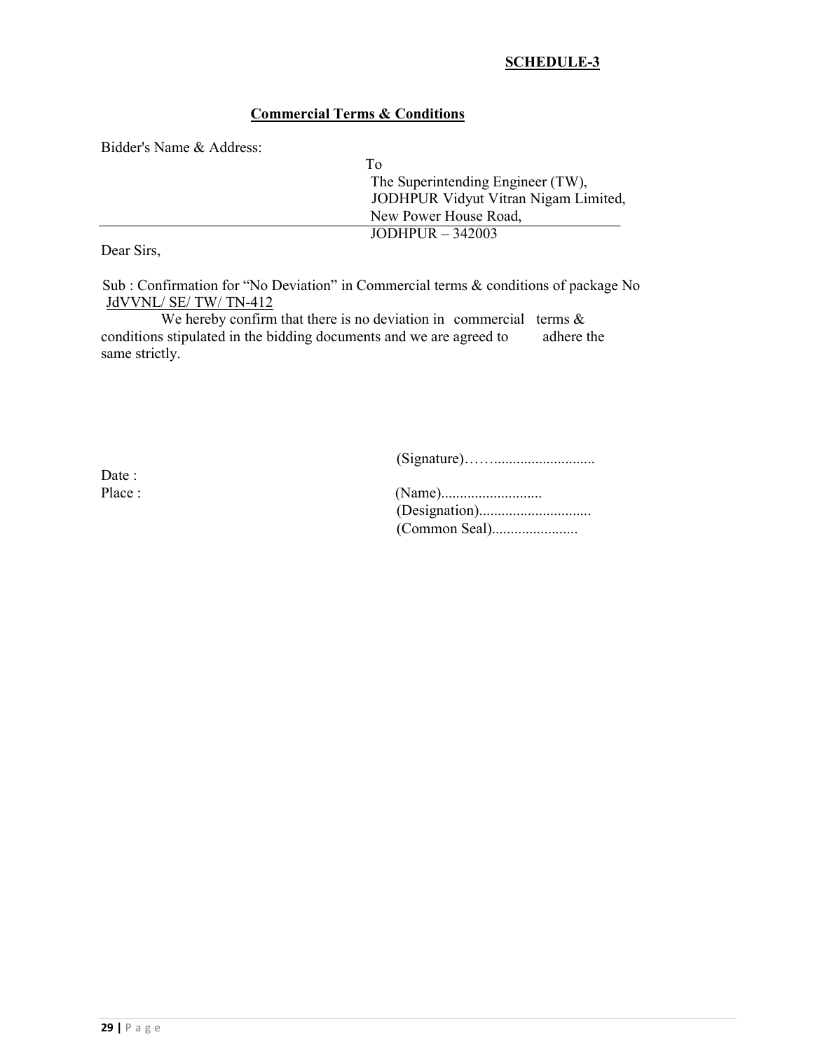**SCHEDULE-3**

**Commercial Terms & Conditions**

Bidder's Name & Address:

To
The Superintending Engineer (TW),
JODHPUR Vidyut Vitran Nigam Limited,
New Power House Road,
JODHPUR – 342003

Dear Sirs,

Sub : Confirmation for "No Deviation" in Commercial terms & conditions of package No JdVVNL/ SE/ TW/ TN-412

We hereby confirm that there is no deviation in commercial terms & conditions stipulated in the bidding documents and we are agreed to adhere the same strictly.

(Signature)……..........................

Date :

Place :

(Name)..........................
(Designation).............................
(Common Seal)......................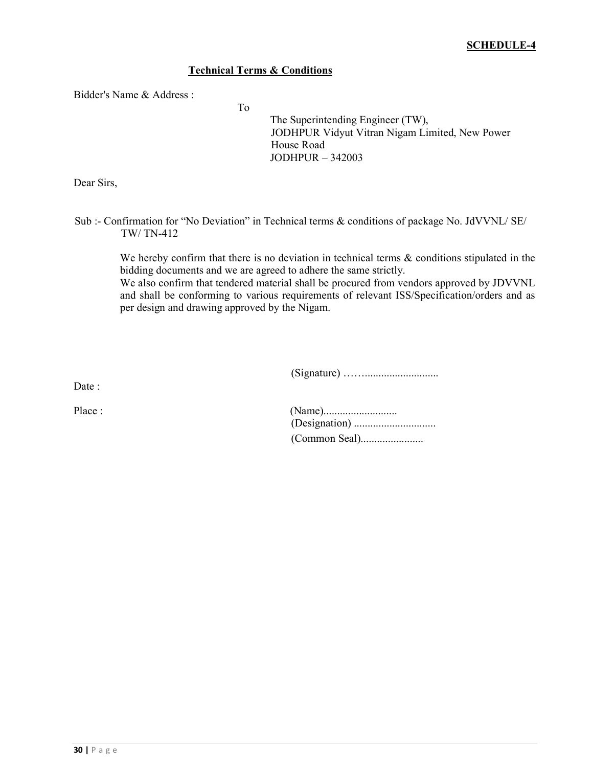**SCHEDULE-4**

**Technical Terms & Conditions**

Bidder's Name & Address :

To

The Superintending Engineer (TW),
JODHPUR Vidyut Vitran Nigam Limited, New Power House Road
JODHPUR – 342003

Dear Sirs,

Sub :- Confirmation for "No Deviation" in Technical terms & conditions of package No. JdVVNL/ SE/ TW/ TN-412

We hereby confirm that there is no deviation in technical terms & conditions stipulated in the bidding documents and we are agreed to adhere the same strictly.
We also confirm that tendered material shall be procured from vendors approved by JDVVNL and shall be conforming to various requirements of relevant ISS/Specification/orders and as per design and drawing approved by the Nigam.

(Signature) ……..........................

Date :

Place :

(Name)..........................
(Designation) .............................
(Common Seal)......................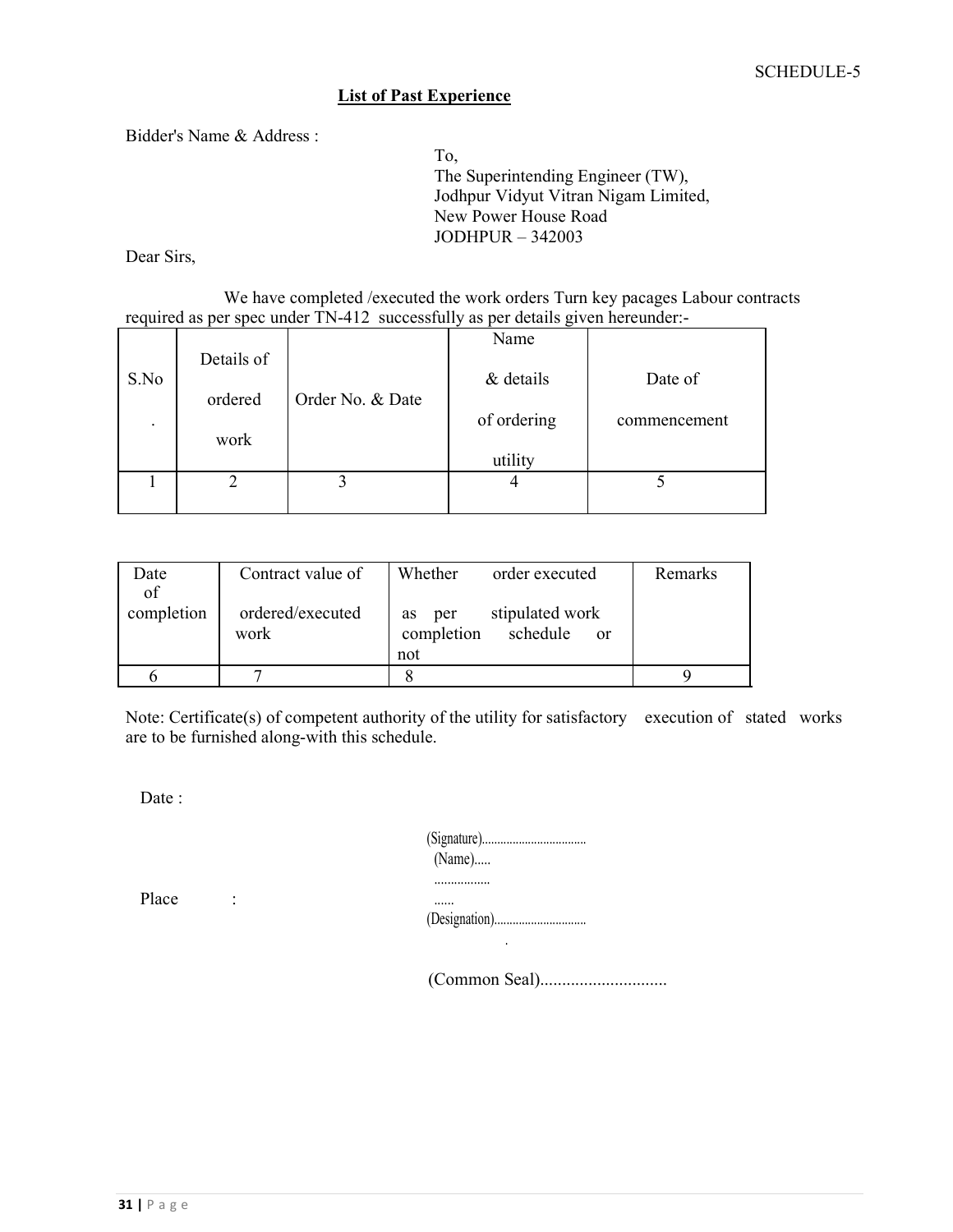SCHEDULE-5

## List of Past Experience

Bidder's Name & Address :

To,
The Superintending Engineer (TW),
Jodhpur Vidyut Vitran Nigam Limited,
New Power House Road
JODHPUR – 342003

Dear Sirs,

We have completed /executed the work orders Turn key pacages Labour contracts required as per spec under TN-412 successfully as per details given hereunder:-

| S.No. | Details of ordered work | Order No. & Date | Name & details of ordering utility | Date of commencement |
|---|---|---|---|---|
| 1 | 2 | 3 | 4 | 5 |

| Date of completion | Contract value of ordered/executed work | Whether order executed as per stipulated work completion schedule or not | Remarks |
|---|---|---|---|
| 6 | 7 | 8 | 9 |

Note: Certificate(s) of competent authority of the utility for satisfactory execution of stated works are to be furnished along-with this schedule.

Date :

Place :

(Signature)..................................
(Name).....
.................
......
(Designation)..............................

(Common Seal)............................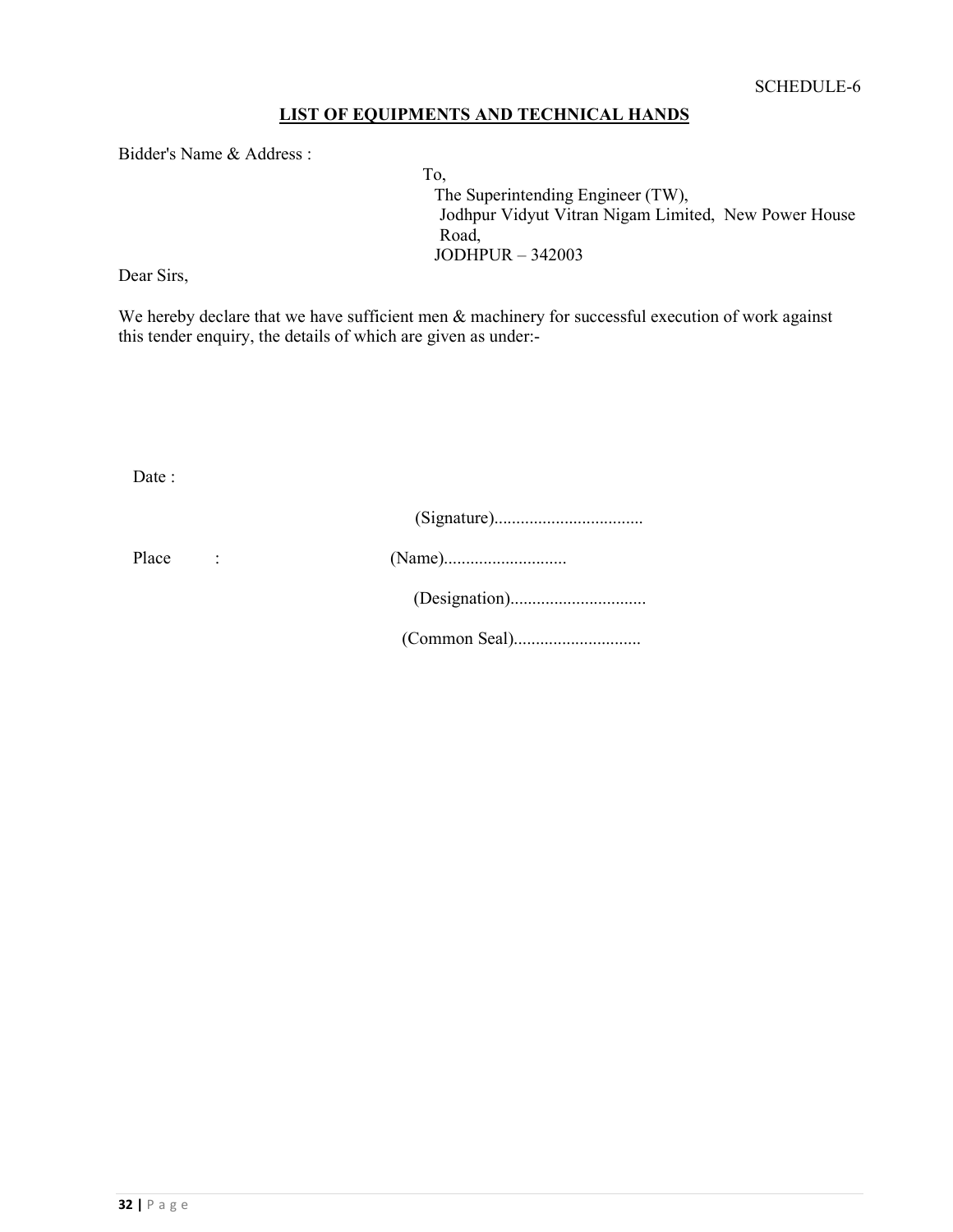SCHEDULE-6

## LIST OF EQUIPMENTS AND TECHNICAL HANDS

Bidder's Name & Address :

To,
The Superintending Engineer (TW),
Jodhpur Vidyut Vitran Nigam Limited, New Power House Road,
JODHPUR – 342003

Dear Sirs,

We hereby declare that we have sufficient men & machinery for successful execution of work against this tender enquiry, the details of which are given as under:-

Date :

(Signature)..................................

Place :

(Name)............................

(Designation)...............................

(Common Seal).............................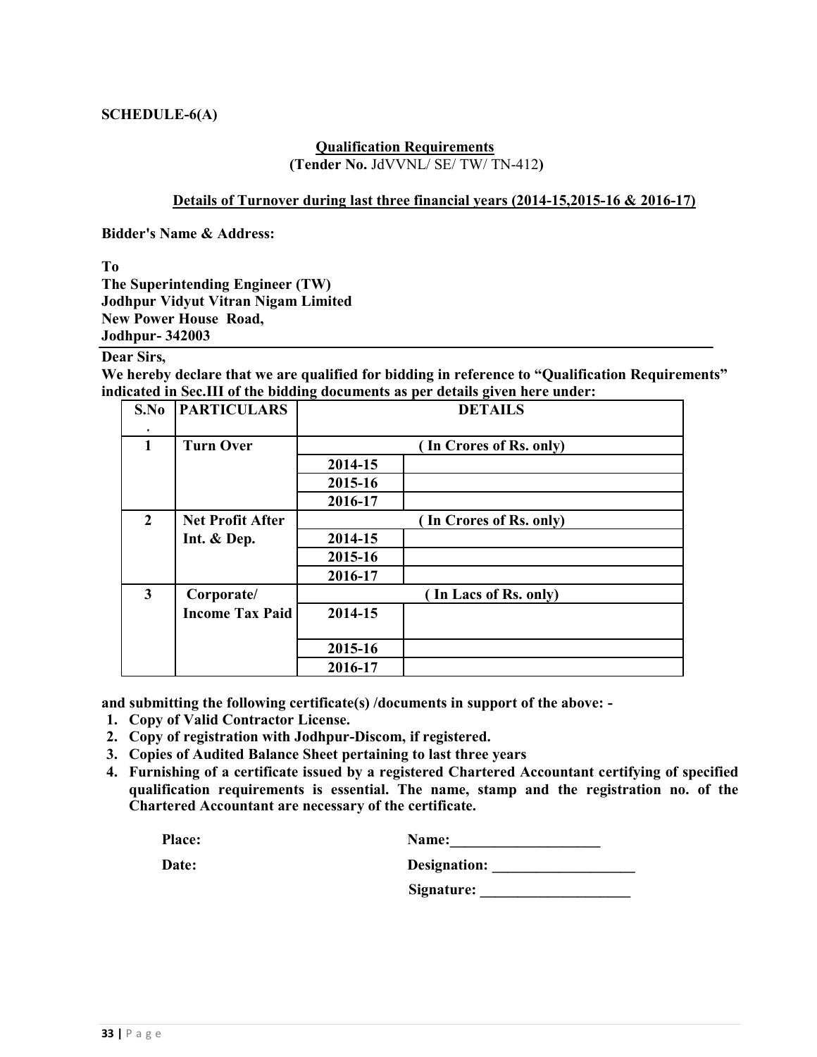**SCHEDULE-6(A)**

**Qualification Requirements**
**(Tender No.** JdVVNL/ SE/ TW/ TN-412**)**

**Details of Turnover during last three financial years (2014-15,2015-16 & 2016-17)**

**Bidder's Name & Address:**

**To**
**The Superintending Engineer (TW)**
**Jodhpur Vidyut Vitran Nigam Limited**
**New Power House Road,**
**Jodhpur- 342003**

**Dear Sirs,**
**We hereby declare that we are qualified for bidding in reference to "Qualification Requirements" indicated in Sec.III of the bidding documents as per details given here under:**

| S.No. | PARTICULARS | DETAILS | |
|---|---|---|---|
| 1 | Turn Over | ( In Crores of Rs. only) | |
| | | 2014-15 | |
| | | 2015-16 | |
| | | 2016-17 | |
| 2 | Net Profit After Int. & Dep. | ( In Crores of Rs. only) | |
| | | 2014-15 | |
| | | 2015-16 | |
| | | 2016-17 | |
| 3 | Corporate/ Income Tax Paid | ( In Lacs of Rs. only) | |
| | | 2014-15 | |
| | | 2015-16 | |
| | | 2016-17 | |

**and submitting the following certificate(s) /documents in support of the above: -**

1. **Copy of Valid Contractor License.**
2. **Copy of registration with Jodhpur-Discom, if registered.**
3. **Copies of Audited Balance Sheet pertaining to last three years**
4. **Furnishing of a certificate issued by a registered Chartered Accountant certifying of specified qualification requirements is essential. The name, stamp and the registration no. of the Chartered Accountant are necessary of the certificate.**

**Place:** **Name:**____________________

**Date:** **Designation:** ___________________

**Signature:** ____________________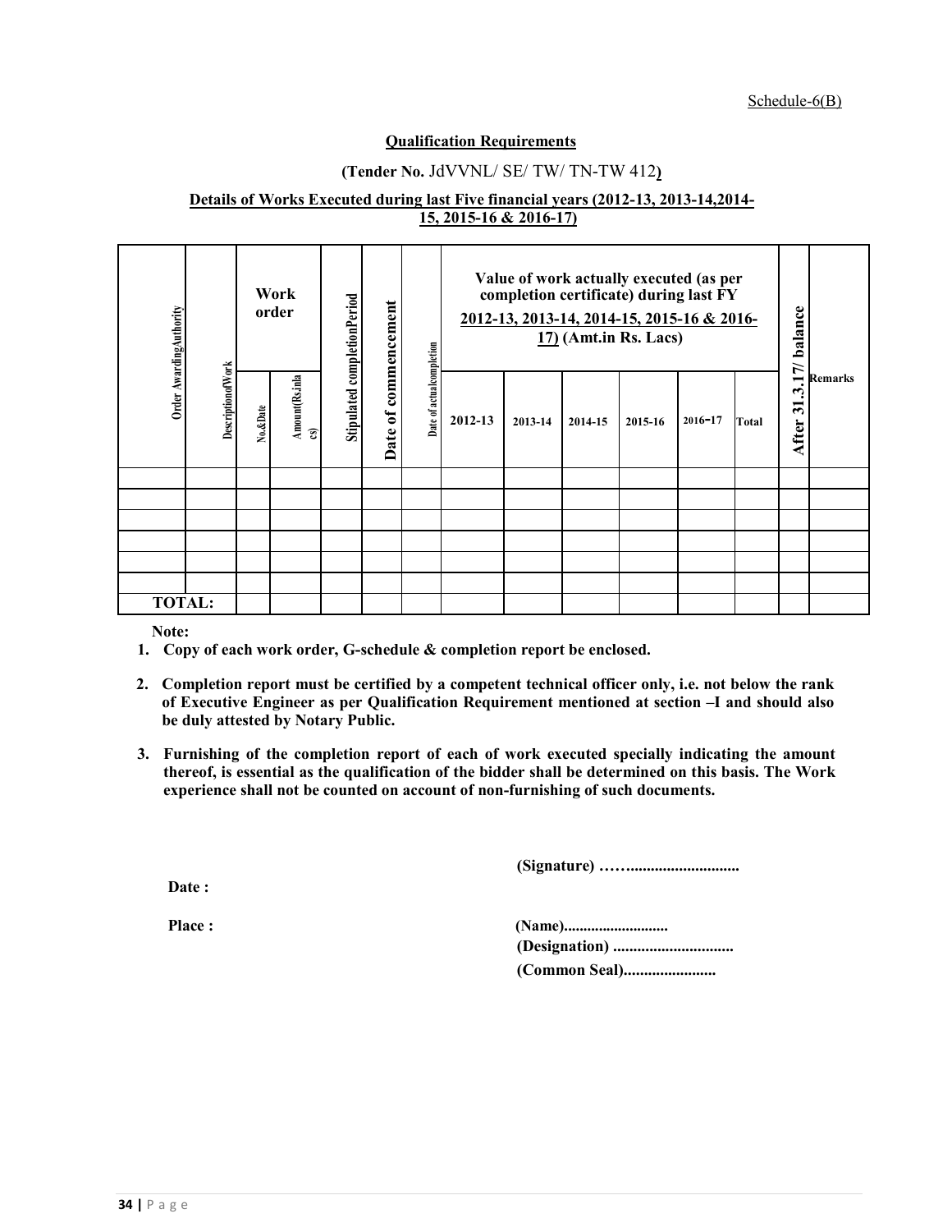Schedule-6(B)

**Qualification Requirements**

**(Tender No.** JdVVNL/ SE/ TW/ TN-TW 412**)**

**Details of Works Executed during last Five financial years (2012-13, 2013-14,2014-15, 2015-16 & 2016-17)**

| Order Awarding Authority | Description of Work | Work order | | Stipulated completion Period | Date of commencement | Date of actual completion | Value of work actually executed (as per completion certificate) during last FY 2012-13, 2013-14, 2014-15, 2015-16 & 2016-17) (Amt.in Rs. Lacs) | | | | | | After 31.3.17/ balance | Remarks |
|---|---|---|---|---|---|---|---|---|---|---|---|---|---|---|
| | | No.&Date | Amount (Rs.in lacs) | | | | 2012-13 | 2013-14 | 2014-15 | 2015-16 | 2016-17 | Total | | |
| | | | | | | | | | | | | | | |
| | | | | | | | | | | | | | | |
| | | | | | | | | | | | | | | |
| | | | | | | | | | | | | | | |
| | | | | | | | | | | | | | | |
| | | | | | | | | | | | | | | |
| **TOTAL:** | | | | | | | | | | | | | | |

**Note:**

1. **Copy of each work order, G-schedule & completion report be enclosed.**
2. **Completion report must be certified by a competent technical officer only, i.e. not below the rank of Executive Engineer as per Qualification Requirement mentioned at section –I and should also be duly attested by Notary Public.**
3. **Furnishing of the completion report of each of work executed specially indicating the amount thereof, is essential as the qualification of the bidder shall be determined on this basis. The Work experience shall not be counted on account of non-furnishing of such documents.**

**(Signature) ……..........................**

**Date :**

**Place :**

**(Name)..........................**

**(Designation) .............................**

**(Common Seal).......................**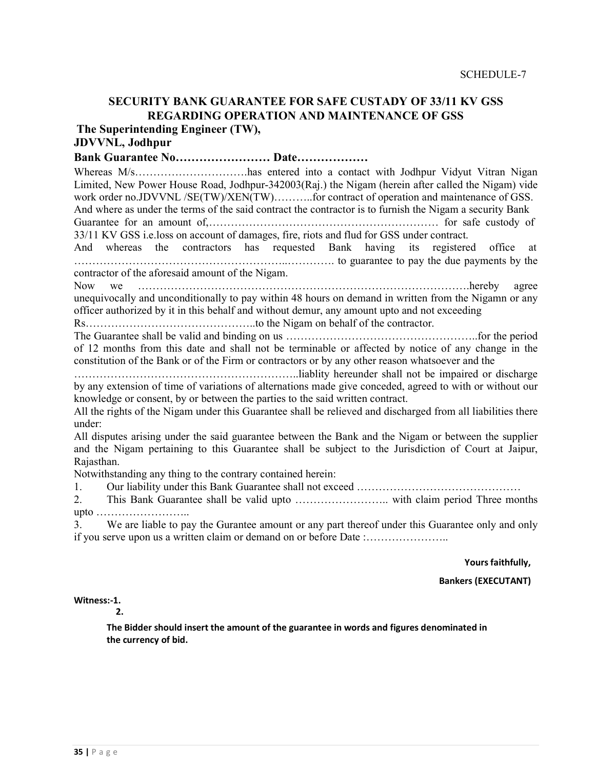SCHEDULE-7

## SECURITY BANK GUARANTEE FOR SAFE CUSTODY OF 33/11 KV GSS REGARDING OPERATION AND MAINTENANCE OF GSS

**The Superintending Engineer (TW),**
**JDVVNL, Jodhpur**

**Bank Guarantee No…………………… Date………………**

Whereas M/s…………………………has entered into a contact with Jodhpur Vidyut Vitran Nigan Limited, New Power House Road, Jodhpur-342003(Raj.) the Nigam (herein after called the Nigam) vide work order no.JDVVNL /SE(TW)/XEN(TW)………..for contract of operation and maintenance of GSS.

And where as under the terms of the said contract the contractor is to furnish the Nigam a security Bank Guarantee for an amount of,……………………………………………………… for safe custody of 33/11 KV GSS i.e.loss on account of damages, fire, riots and flud for GSS under contract.

And whereas the contractors has requested Bank having its registered office at ……………………………………………...…………. to guarantee to pay the due payments by the contractor of the aforesaid amount of the Nigam.

Now we ……………………………………………………………………………….hereby agree unequivocally and unconditionally to pay within 48 hours on demand in written from the Nigamn or any officer authorized by it in this behalf and without demur, any amount upto and not exceeding Rs………………………………………..to the Nigam on behalf of the contractor.

The Guarantee shall be valid and binding on us ……………………………………………..for the period of 12 months from this date and shall not be terminable or affected by notice of any change in the constitution of the Bank or of the Firm or contractors or by any other reason whatsoever and the …………………………………………………..liablity hereunder shall not be impaired or discharge by any extension of time of variations of alternations made give conceded, agreed to with or without our knowledge or consent, by or between the parties to the said written contract.

All the rights of the Nigam under this Guarantee shall be relieved and discharged from all liabilities there under:

All disputes arising under the said guarantee between the Bank and the Nigam or between the supplier and the Nigam pertaining to this Guarantee shall be subject to the Jurisdiction of Court at Jaipur, Rajasthan.

Notwithstanding any thing to the contrary contained herein:

1. Our liability under this Bank Guarantee shall not exceed ………………………………………
2. This Bank Guarantee shall be valid upto …………………….. with claim period Three months upto ……………………..
3. We are liable to pay the Gurantee amount or any part thereof under this Guarantee only and only if you serve upon us a written claim or demand on or before Date :…………………..

**Yours faithfully,**

**Bankers (EXECUTANT)**

**Witness:-1.**

**2.**

**The Bidder should insert the amount of the guarantee in words and figures denominated in the currency of bid.**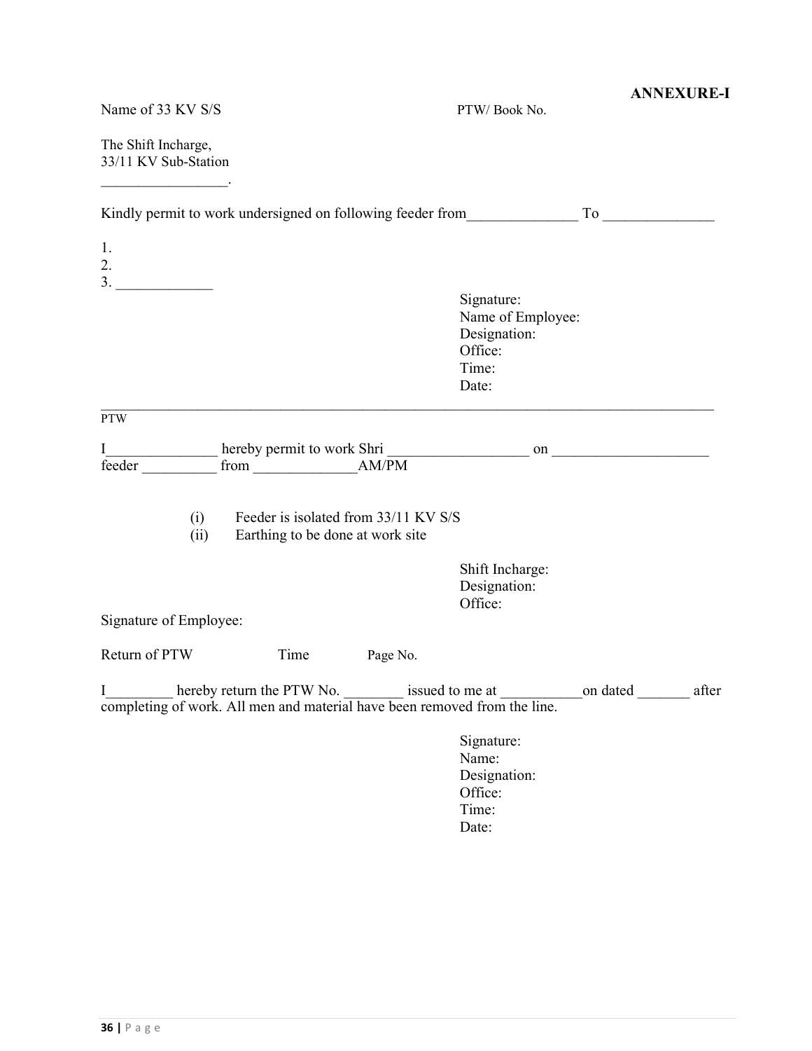**ANNEXURE-I**

Name of 33 KV S/S                                        PTW/ Book No.

The Shift Incharge,
33/11 KV Sub-Station
_________________.

Kindly permit to work undersigned on following feeder from_______________ To _______________

1.
2.
3. _____________

Signature:
Name of Employee:
Designation:
Office:
Time:
Date:

---

PTW

I_______________ hereby permit to work Shri ___________________ on _____________________ feeder __________ from ______________AM/PM

(i) Feeder is isolated from 33/11 KV S/S
(ii) Earthing to be done at work site

Shift Incharge:
Designation:
Office:

Signature of Employee:

Return of PTW                    Time                    Page No.

I_________ hereby return the PTW No. ________ issued to me at ___________on dated _______ after completing of work. All men and material have been removed from the line.

Signature:
Name:
Designation:
Office:
Time:
Date: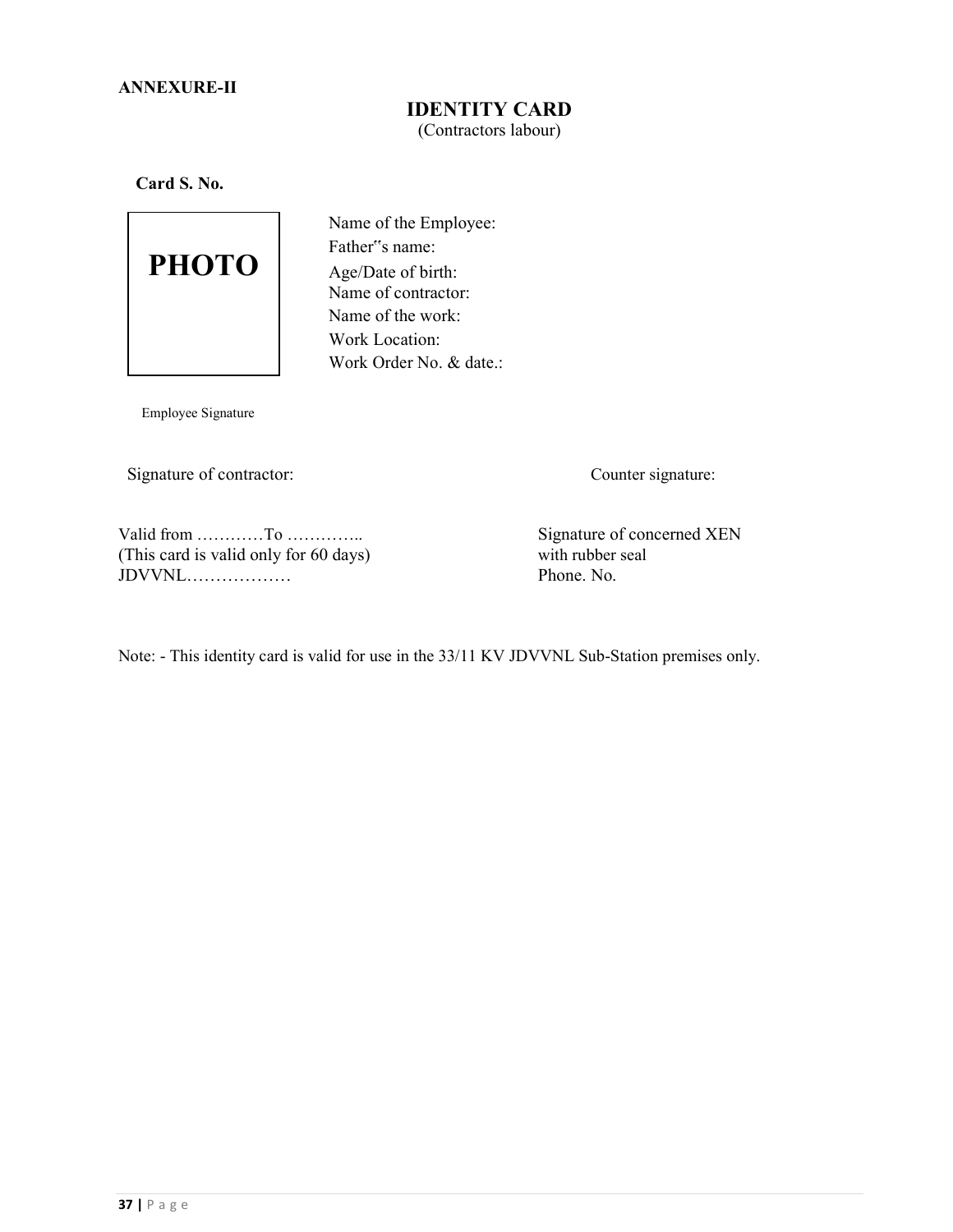**ANNEXURE-II**

## IDENTITY CARD

(Contractors labour)

**Card S. No.**

PHOTO

Name of the Employee:
Father‟s name:
Age/Date of birth:
Name of contractor:
Name of the work:
Work Location:
Work Order No. & date.:

Employee Signature

Signature of contractor:

Counter signature:

Valid from …………To …………..
(This card is valid only for 60 days)
JDVVNL………………

Signature of concerned XEN
with rubber seal
Phone. No.

Note: - This identity card is valid for use in the 33/11 KV JDVVNL Sub-Station premises only.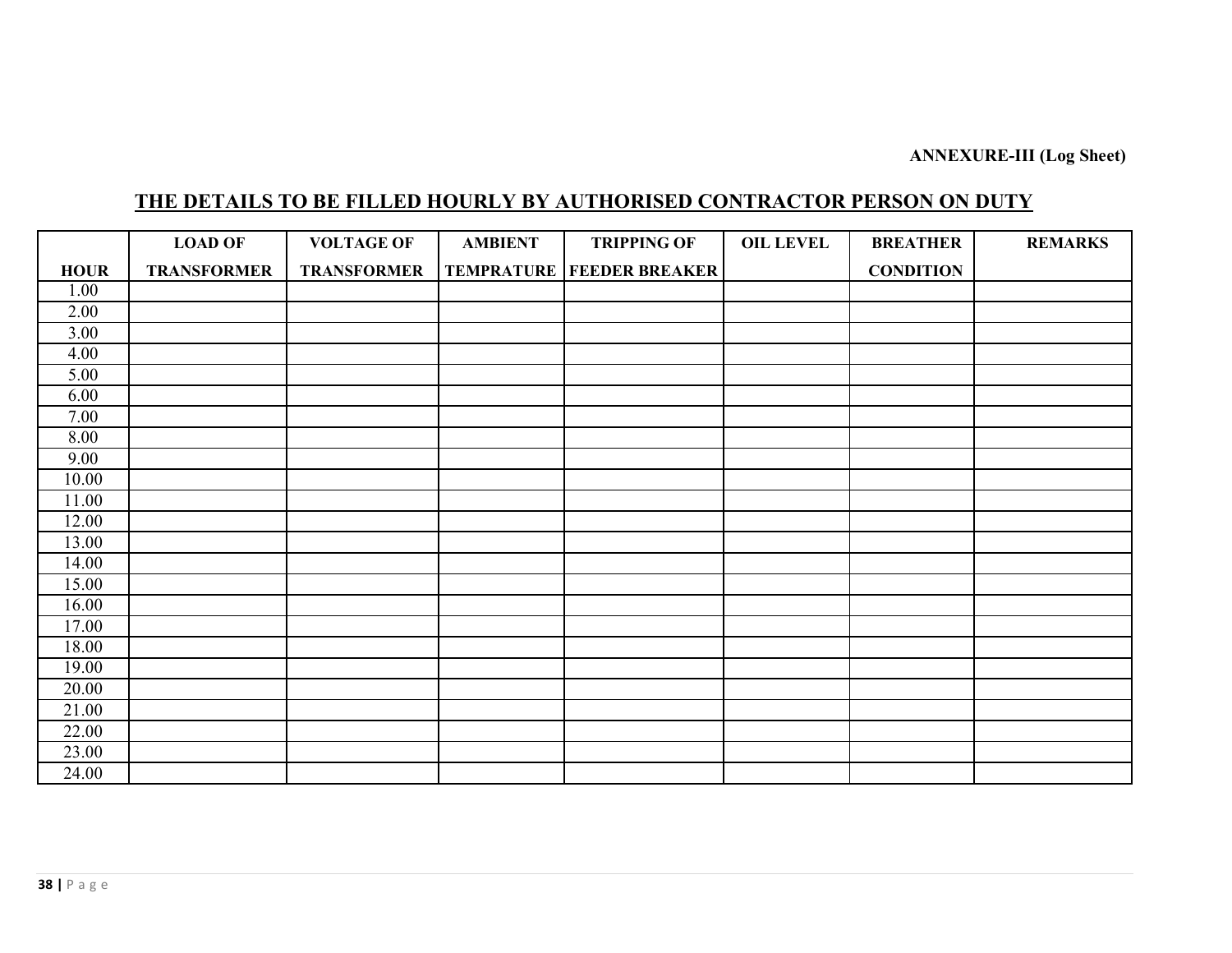**ANNEXURE-III (Log Sheet)**

## THE DETAILS TO BE FILLED HOURLY BY AUTHORISED CONTRACTOR PERSON ON DUTY

| HOUR | LOAD OF TRANSFORMER | VOLTAGE OF TRANSFORMER | AMBIENT TEMPRATURE | TRIPPING OF FEEDER BREAKER | OIL LEVEL | BREATHER CONDITION | REMARKS |
|---|---|---|---|---|---|---|---|
| 1.00 | | | | | | | |
| 2.00 | | | | | | | |
| 3.00 | | | | | | | |
| 4.00 | | | | | | | |
| 5.00 | | | | | | | |
| 6.00 | | | | | | | |
| 7.00 | | | | | | | |
| 8.00 | | | | | | | |
| 9.00 | | | | | | | |
| 10.00 | | | | | | | |
| 11.00 | | | | | | | |
| 12.00 | | | | | | | |
| 13.00 | | | | | | | |
| 14.00 | | | | | | | |
| 15.00 | | | | | | | |
| 16.00 | | | | | | | |
| 17.00 | | | | | | | |
| 18.00 | | | | | | | |
| 19.00 | | | | | | | |
| 20.00 | | | | | | | |
| 21.00 | | | | | | | |
| 22.00 | | | | | | | |
| 23.00 | | | | | | | |
| 24.00 | | | | | | | |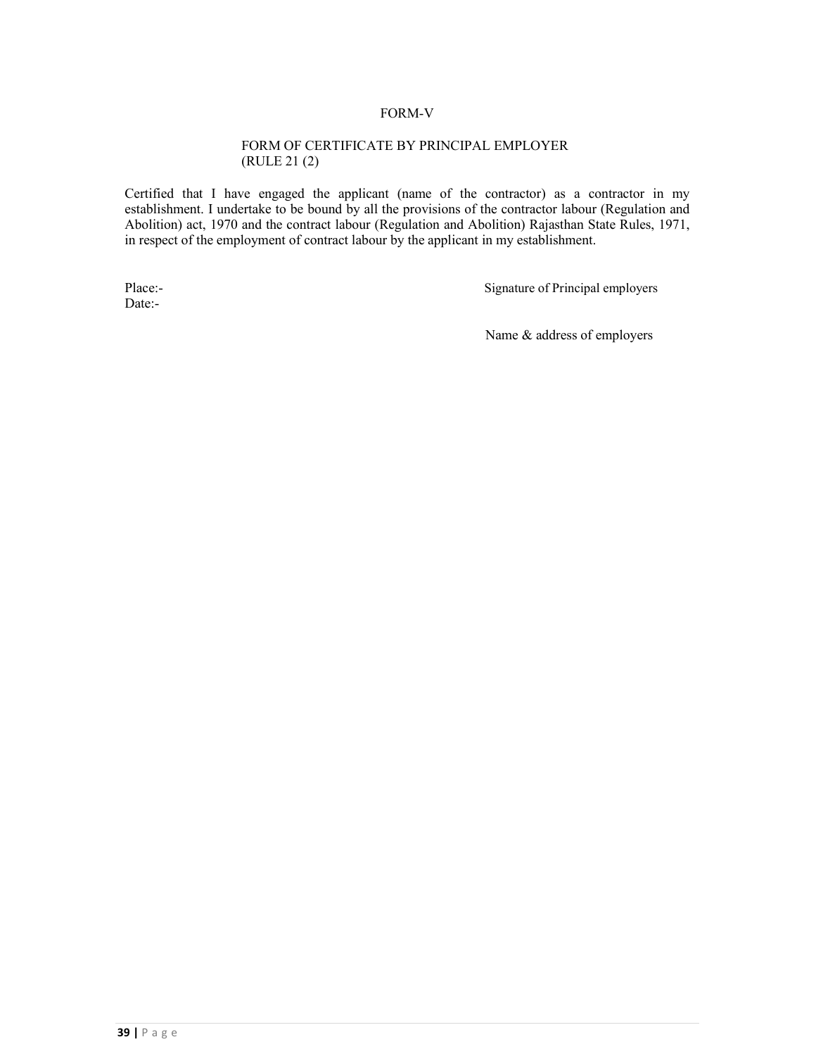# FORM-V

## FORM OF CERTIFICATE BY PRINCIPAL EMPLOYER (RULE 21 (2)

Certified that I have engaged the applicant (name of the contractor) as a contractor in my establishment. I undertake to be bound by all the provisions of the contractor labour (Regulation and Abolition) act, 1970 and the contract labour (Regulation and Abolition) Rajasthan State Rules, 1971, in respect of the employment of contract labour by the applicant in my establishment.

Place:-

Date:-

Signature of Principal employers

Name & address of employers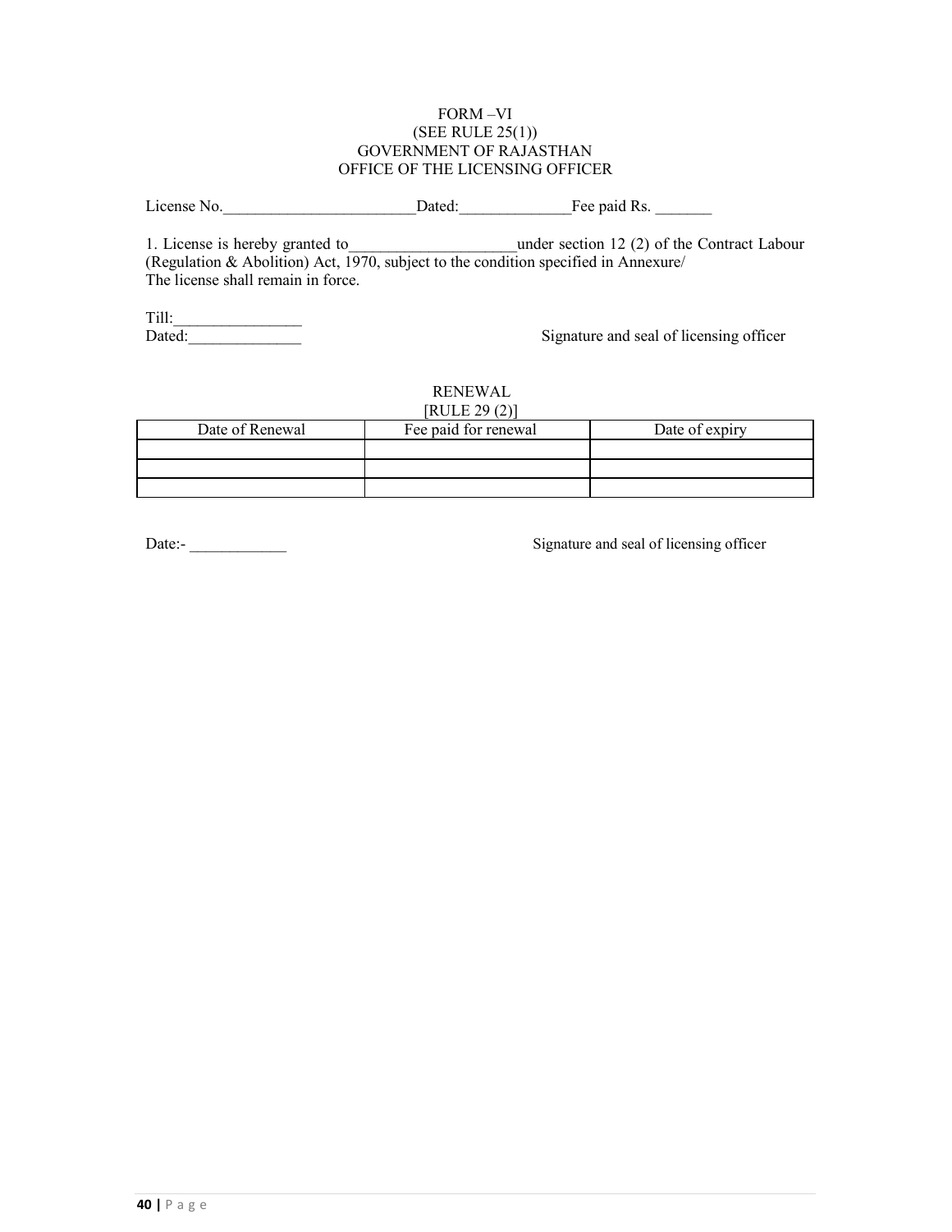FORM –VI
(SEE RULE 25(1))
GOVERNMENT OF RAJASTHAN
OFFICE OF THE LICENSING OFFICER

License No.________________________Dated:______________Fee paid Rs. _______

1. License is hereby granted to_____________________under section 12 (2) of the Contract Labour (Regulation & Abolition) Act, 1970, subject to the condition specified in Annexure/
The license shall remain in force.

Till:________________
Dated:______________

Signature and seal of licensing officer

RENEWAL
[RULE 29 (2)]

| Date of Renewal | Fee paid for renewal | Date of expiry |
|---|---|---|
| | | |
| | | |
| | | |

Date:- ____________

Signature and seal of licensing officer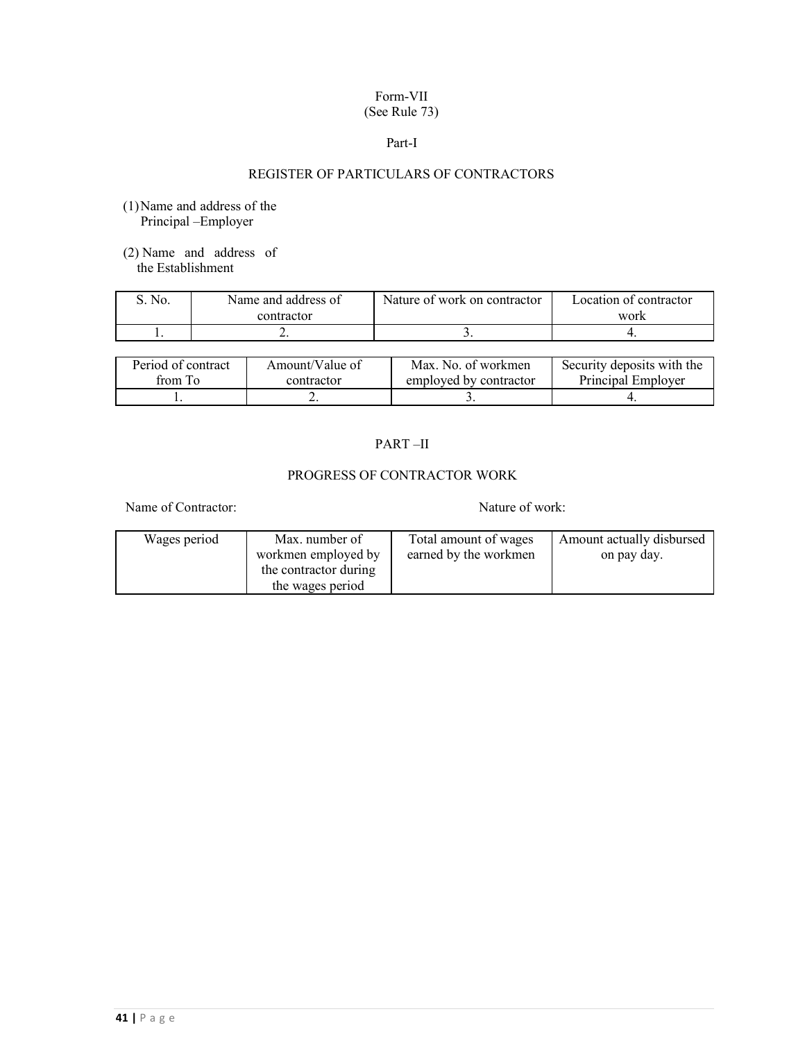Form-VII
(See Rule 73)

Part-I

## REGISTER OF PARTICULARS OF CONTRACTORS

(1) Name and address of the Principal –Employer

(2) Name and address of the Establishment

| S. No. | Name and address of contractor | Nature of work on contractor | Location of contractor work |
|---|---|---|---|
| 1. | 2. | 3. | 4. |

| Period of contract from To | Amount/Value of contractor | Max. No. of workmen employed by contractor | Security deposits with the Principal Employer |
|---|---|---|---|
| 1. | 2. | 3. | 4. |

PART –II

## PROGRESS OF CONTRACTOR WORK

Name of Contractor: Nature of work:

| Wages period | Max. number of workmen employed by the contractor during the wages period | Total amount of wages earned by the workmen | Amount actually disbursed on pay day. |
|---|---|---|---|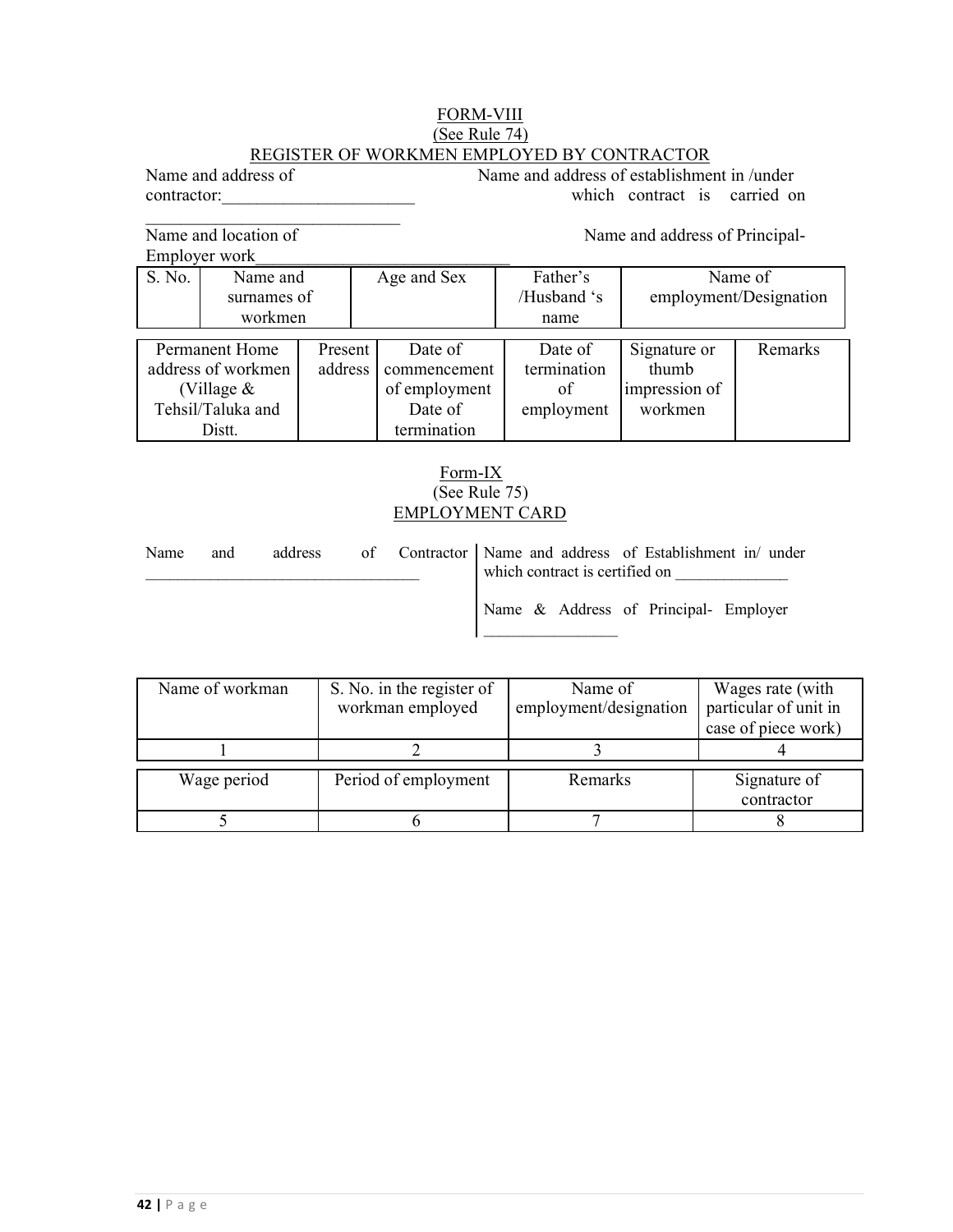# FORM-VIII
(See Rule 74)
## REGISTER OF WORKMEN EMPLOYED BY CONTRACTOR

Name and address of contractor:______________________
______________________________

Name and address of establishment in /under which contract is carried on

Name and location of Employer work______________________________

Name and address of Principal-

| S. No. | Name and surnames of workmen | Age and Sex | Father's /Husband 's name | Name of employment/Designation |
|---|---|---|---|---|

| Permanent Home address of workmen (Village & Tehsil/Taluka and Distt. | Present address | Date of commencement of employment Date of termination | Date of termination of employment | Signature or thumb impression of workmen | Remarks |
|---|---|---|---|---|---|

# Form-IX
(See Rule 75)
## EMPLOYMENT CARD

Name and address of Contractor ______________________________

Name and address of Establishment in/ under which contract is certified on ______________

Name & Address of Principal- Employer ________________

| Name of workman | S. No. in the register of workman employed | Name of employment/designation | Wages rate (with particular of unit in case of piece work) |
|---|---|---|---|
| 1 | 2 | 3 | 4 |

| Wage period | Period of employment | Remarks | Signature of contractor |
|---|---|---|---|
| 5 | 6 | 7 | 8 |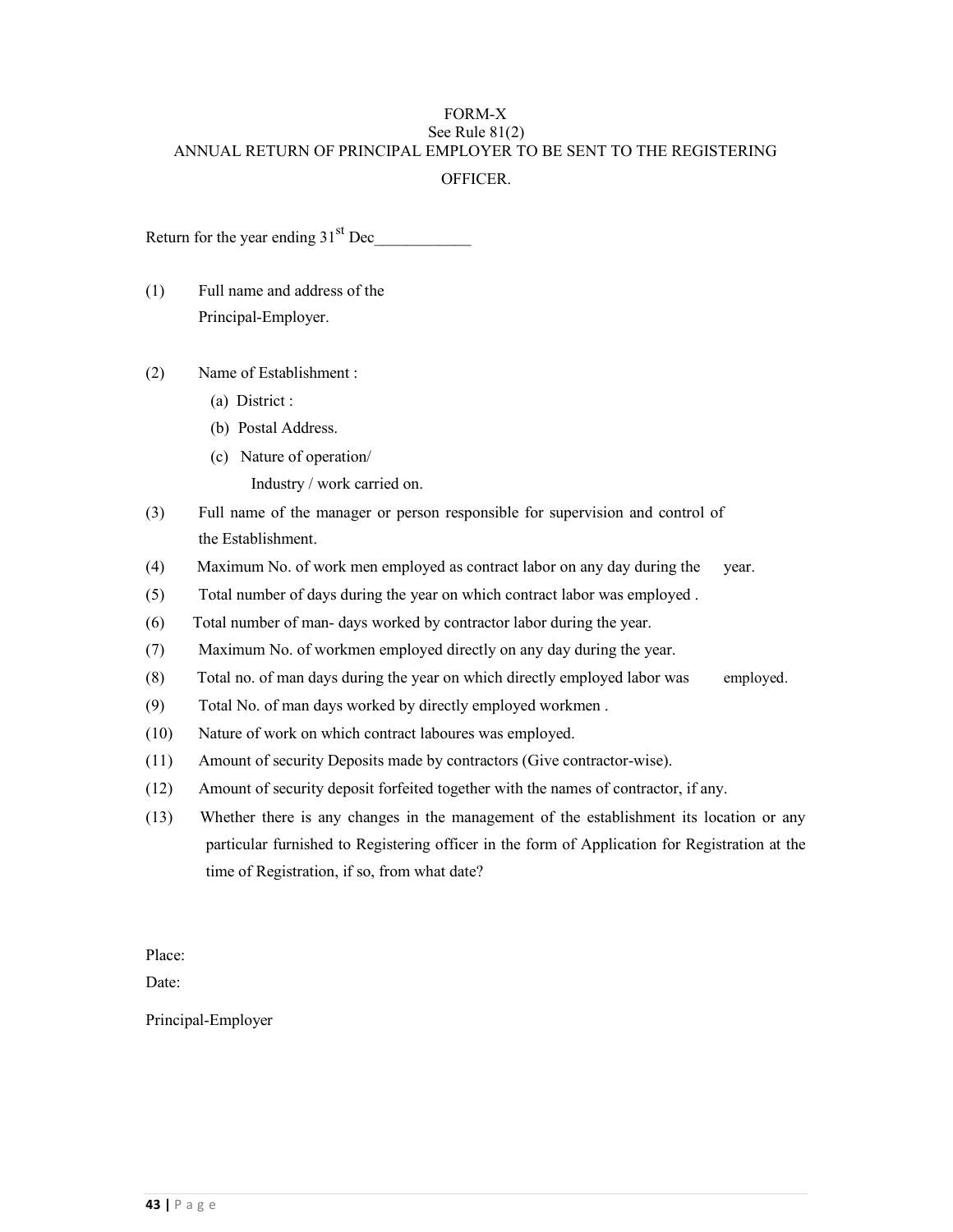# FORM-X

See Rule 81(2)

ANNUAL RETURN OF PRINCIPAL EMPLOYER TO BE SENT TO THE REGISTERING OFFICER.

Return for the year ending 31st Dec____________

(1) Full name and address of the Principal-Employer.

(2) Name of Establishment :

  (a) District :

  (b) Postal Address.

  (c) Nature of operation/ Industry / work carried on.

(3) Full name of the manager or person responsible for supervision and control of the Establishment.

(4) Maximum No. of work men employed as contract labor on any day during the year.

(5) Total number of days during the year on which contract labor was employed .

(6) Total number of man- days worked by contractor labor during the year.

(7) Maximum No. of workmen employed directly on any day during the year.

(8) Total no. of man days during the year on which directly employed labor was employed.

(9) Total No. of man days worked by directly employed workmen .

(10) Nature of work on which contract laboures was employed.

(11) Amount of security Deposits made by contractors (Give contractor-wise).

(12) Amount of security deposit forfeited together with the names of contractor, if any.

(13) Whether there is any changes in the management of the establishment its location or any particular furnished to Registering officer in the form of Application for Registration at the time of Registration, if so, from what date?

Place:

Date:

Principal-Employer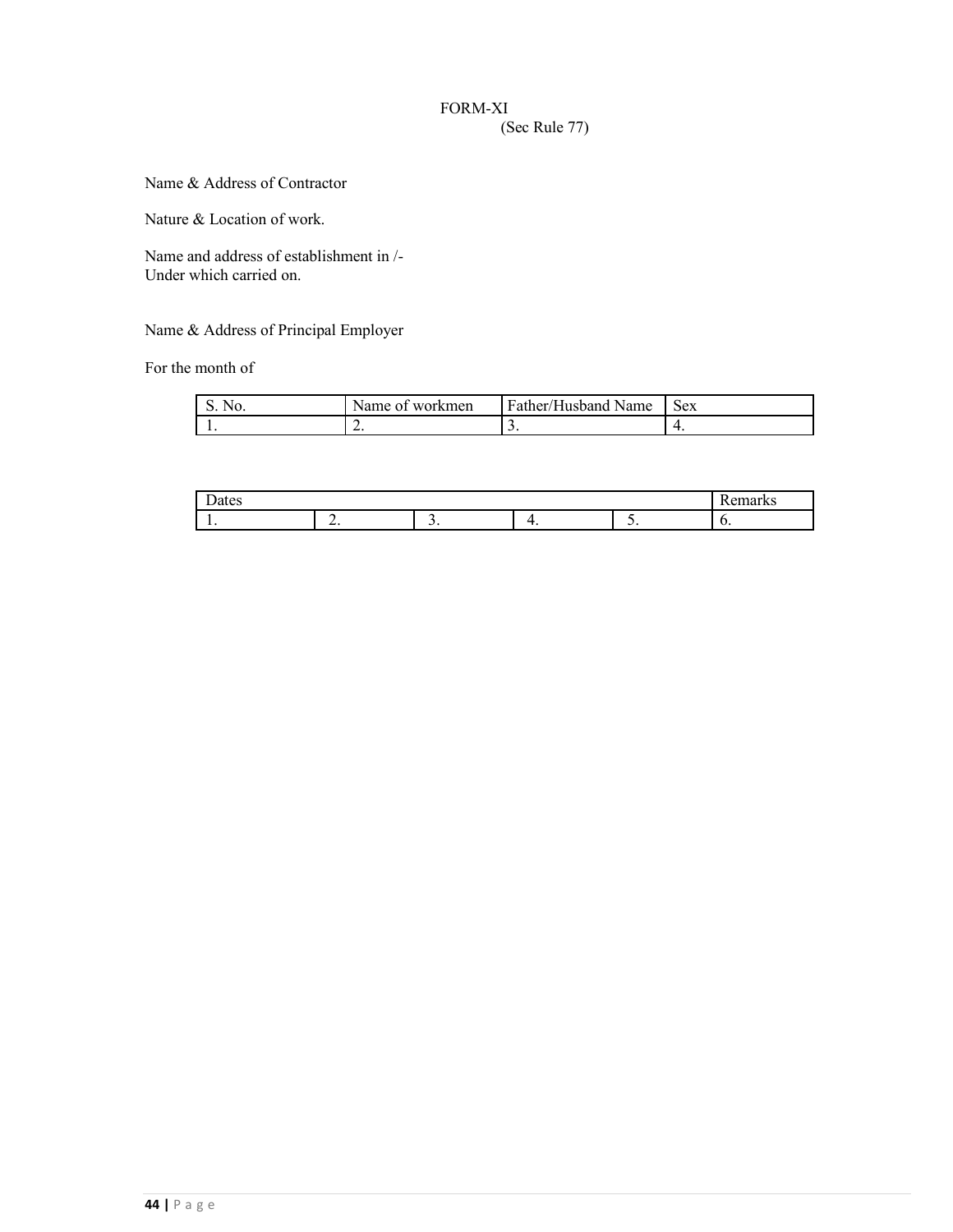FORM-XI
(Sec Rule 77)

Name & Address of Contractor

Nature & Location of work.

Name and address of establishment in /-
Under which carried on.

Name & Address of Principal Employer

For the month of

| S. No. | Name of workmen | Father/Husband Name | Sex |
|---|---|---|---|
| 1. | 2. | 3. | 4. |

| Dates | | | | | Remarks |
|---|---|---|---|---|---|
| 1. | 2. | 3. | 4. | 5. | 6. |